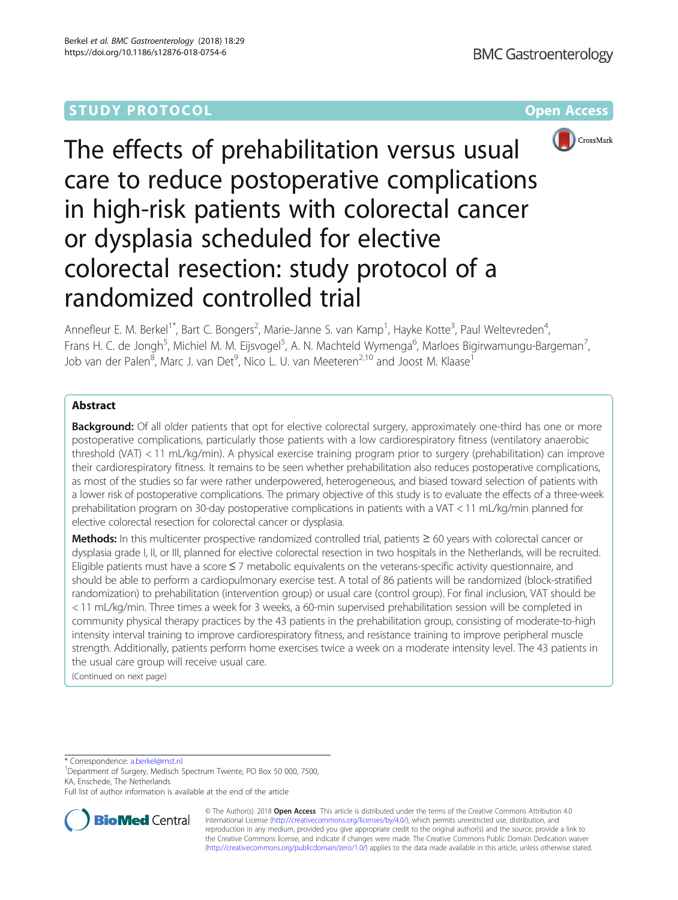STUDY PROTOCOL Open Access

# The effects of prehabilitation versus usual care to reduce postoperative complications in high-risk patients with colorectal cancer or dysplasia scheduled for elective colorectal resection: study protocol of a randomized controlled trial

Annefleur E. M. Berkel[1*], Bart C. Bongers[2], Marie-Janne S. van Kamp[1], Hayke Kotte[3], Paul Weltevreden[4], Frans H. C. de Jongh[5], Michiel M. M. Eijsvogel[5], A. N. Machteld Wymenga[6], Marloes Bigirwamungu-Bargeman[7], Job van der Palen[8], Marc J. van Det[9], Nico L. U. van Meeteren[2,10] and Joost M. Klaase[1]

## Abstract

**Background:** Of all older patients that opt for elective colorectal surgery, approximately one-third has one or more postoperative complications, particularly those patients with a low cardiorespiratory fitness (ventilatory anaerobic threshold (VAT) < 11 mL/kg/min). A physical exercise training program prior to surgery (prehabilitation) can improve their cardiorespiratory fitness. It remains to be seen whether prehabilitation also reduces postoperative complications, as most of the studies so far were rather underpowered, heterogeneous, and biased toward selection of patients with a lower risk of postoperative complications. The primary objective of this study is to evaluate the effects of a three-week prehabilitation program on 30-day postoperative complications in patients with a VAT < 11 mL/kg/min planned for elective colorectal resection for colorectal cancer or dysplasia.

**Methods:** In this multicenter prospective randomized controlled trial, patients ≥ 60 years with colorectal cancer or dysplasia grade I, II, or III, planned for elective colorectal resection in two hospitals in the Netherlands, will be recruited. Eligible patients must have a score ≤ 7 metabolic equivalents on the veterans-specific activity questionnaire, and should be able to perform a cardiopulmonary exercise test. A total of 86 patients will be randomized (block-stratified randomization) to prehabilitation (intervention group) or usual care (control group). For final inclusion, VAT should be < 11 mL/kg/min. Three times a week for 3 weeks, a 60-min supervised prehabilitation session will be completed in community physical therapy practices by the 43 patients in the prehabilitation group, consisting of moderate-to-high intensity interval training to improve cardiorespiratory fitness, and resistance training to improve peripheral muscle strength. Additionally, patients perform home exercises twice a week on a moderate intensity level. The 43 patients in the usual care group will receive usual care.

(Continued on next page)

* Correspondence: a.berkel@mst.nl
[1]Department of Surgery, Medisch Spectrum Twente, PO Box 50 000, 7500, KA, Enschede, The Netherlands
Full list of author information is available at the end of the article

© The Author(s). 2018 **Open Access** This article is distributed under the terms of the Creative Commons Attribution 4.0 International License (http://creativecommons.org/licenses/by/4.0/), which permits unrestricted use, distribution, and reproduction in any medium, provided you give appropriate credit to the original author(s) and the source, provide a link to the Creative Commons license, and indicate if changes were made. The Creative Commons Public Domain Dedication waiver (http://creativecommons.org/publicdomain/zero/1.0/) applies to the data made available in this article, unless otherwise stated.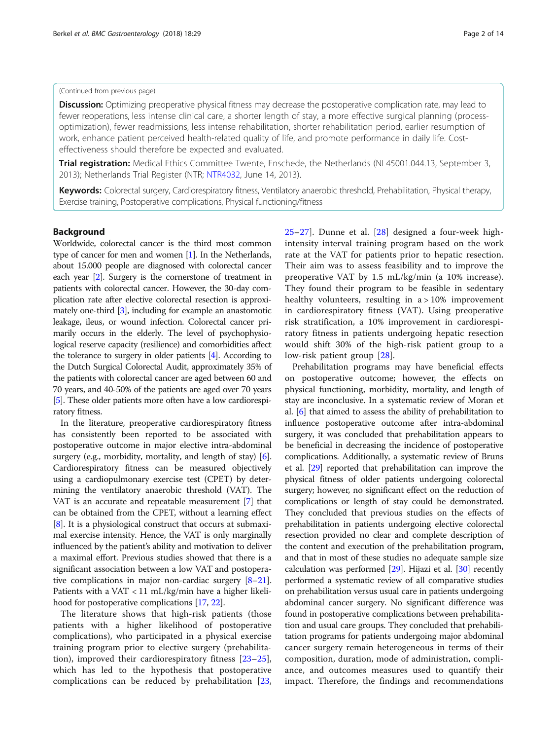(Continued from previous page)

**Discussion:** Optimizing preoperative physical fitness may decrease the postoperative complication rate, may lead to fewer reoperations, less intense clinical care, a shorter length of stay, a more effective surgical planning (process-optimization), fewer readmissions, less intense rehabilitation, shorter rehabilitation period, earlier resumption of work, enhance patient perceived health-related quality of life, and promote performance in daily life. Cost-effectiveness should therefore be expected and evaluated.

**Trial registration:** Medical Ethics Committee Twente, Enschede, the Netherlands (NL45001.044.13, September 3, 2013); Netherlands Trial Register (NTR; NTR4032, June 14, 2013).

**Keywords:** Colorectal surgery, Cardiorespiratory fitness, Ventilatory anaerobic threshold, Prehabilitation, Physical therapy, Exercise training, Postoperative complications, Physical functioning/fitness

## Background

Worldwide, colorectal cancer is the third most common type of cancer for men and women [1]. In the Netherlands, about 15.000 people are diagnosed with colorectal cancer each year [2]. Surgery is the cornerstone of treatment in patients with colorectal cancer. However, the 30-day complication rate after elective colorectal resection is approximately one-third [3], including for example an anastomotic leakage, ileus, or wound infection. Colorectal cancer primarily occurs in the elderly. The level of psychophysiological reserve capacity (resilience) and comorbidities affect the tolerance to surgery in older patients [4]. According to the Dutch Surgical Colorectal Audit, approximately 35% of the patients with colorectal cancer are aged between 60 and 70 years, and 40-50% of the patients are aged over 70 years [5]. These older patients more often have a low cardiorespiratory fitness.

In the literature, preoperative cardiorespiratory fitness has consistently been reported to be associated with postoperative outcome in major elective intra-abdominal surgery (e.g., morbidity, mortality, and length of stay) [6]. Cardiorespiratory fitness can be measured objectively using a cardiopulmonary exercise test (CPET) by determining the ventilatory anaerobic threshold (VAT). The VAT is an accurate and repeatable measurement [7] that can be obtained from the CPET, without a learning effect [8]. It is a physiological construct that occurs at submaximal exercise intensity. Hence, the VAT is only marginally influenced by the patient's ability and motivation to deliver a maximal effort. Previous studies showed that there is a significant association between a low VAT and postoperative complications in major non-cardiac surgery [8–21]. Patients with a VAT < 11 mL/kg/min have a higher likelihood for postoperative complications [17, 22].

The literature shows that high-risk patients (those patients with a higher likelihood of postoperative complications), who participated in a physical exercise training program prior to elective surgery (prehabilitation), improved their cardiorespiratory fitness [23–25], which has led to the hypothesis that postoperative complications can be reduced by prehabilitation [23, 25–27]. Dunne et al. [28] designed a four-week high-intensity interval training program based on the work rate at the VAT for patients prior to hepatic resection. Their aim was to assess feasibility and to improve the preoperative VAT by 1.5 mL/kg/min (a 10% increase). They found their program to be feasible in sedentary healthy volunteers, resulting in a > 10% improvement in cardiorespiratory fitness (VAT). Using preoperative risk stratification, a 10% improvement in cardiorespiratory fitness in patients undergoing hepatic resection would shift 30% of the high-risk patient group to a low-risk patient group [28].

Prehabilitation programs may have beneficial effects on postoperative outcome; however, the effects on physical functioning, morbidity, mortality, and length of stay are inconclusive. In a systematic review of Moran et al. [6] that aimed to assess the ability of prehabilitation to influence postoperative outcome after intra-abdominal surgery, it was concluded that prehabilitation appears to be beneficial in decreasing the incidence of postoperative complications. Additionally, a systematic review of Bruns et al. [29] reported that prehabilitation can improve the physical fitness of older patients undergoing colorectal surgery; however, no significant effect on the reduction of complications or length of stay could be demonstrated. They concluded that previous studies on the effects of prehabilitation in patients undergoing elective colorectal resection provided no clear and complete description of the content and execution of the prehabilitation program, and that in most of these studies no adequate sample size calculation was performed [29]. Hijazi et al. [30] recently performed a systematic review of all comparative studies on prehabilitation versus usual care in patients undergoing abdominal cancer surgery. No significant difference was found in postoperative complications between prehabilitation and usual care groups. They concluded that prehabilitation programs for patients undergoing major abdominal cancer surgery remain heterogeneous in terms of their composition, duration, mode of administration, compliance, and outcomes measures used to quantify their impact. Therefore, the findings and recommendations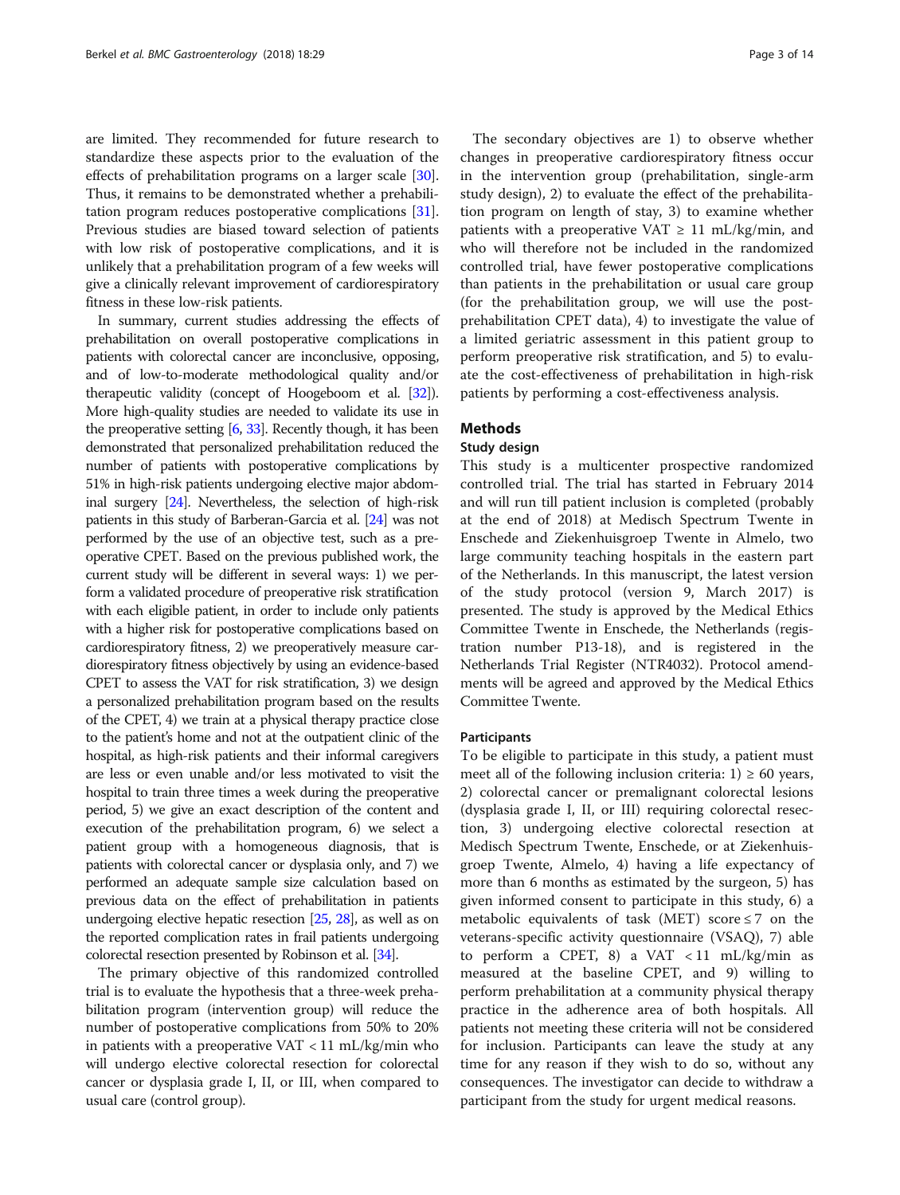are limited. They recommended for future research to standardize these aspects prior to the evaluation of the effects of prehabilitation programs on a larger scale [30]. Thus, it remains to be demonstrated whether a prehabilitation program reduces postoperative complications [31]. Previous studies are biased toward selection of patients with low risk of postoperative complications, and it is unlikely that a prehabilitation program of a few weeks will give a clinically relevant improvement of cardiorespiratory fitness in these low-risk patients.

In summary, current studies addressing the effects of prehabilitation on overall postoperative complications in patients with colorectal cancer are inconclusive, opposing, and of low-to-moderate methodological quality and/or therapeutic validity (concept of Hoogeboom et al. [32]). More high-quality studies are needed to validate its use in the preoperative setting [6, 33]. Recently though, it has been demonstrated that personalized prehabilitation reduced the number of patients with postoperative complications by 51% in high-risk patients undergoing elective major abdominal surgery [24]. Nevertheless, the selection of high-risk patients in this study of Barberan-Garcia et al. [24] was not performed by the use of an objective test, such as a preoperative CPET. Based on the previous published work, the current study will be different in several ways: 1) we perform a validated procedure of preoperative risk stratification with each eligible patient, in order to include only patients with a higher risk for postoperative complications based on cardiorespiratory fitness, 2) we preoperatively measure cardiorespiratory fitness objectively by using an evidence-based CPET to assess the VAT for risk stratification, 3) we design a personalized prehabilitation program based on the results of the CPET, 4) we train at a physical therapy practice close to the patient's home and not at the outpatient clinic of the hospital, as high-risk patients and their informal caregivers are less or even unable and/or less motivated to visit the hospital to train three times a week during the preoperative period, 5) we give an exact description of the content and execution of the prehabilitation program, 6) we select a patient group with a homogeneous diagnosis, that is patients with colorectal cancer or dysplasia only, and 7) we performed an adequate sample size calculation based on previous data on the effect of prehabilitation in patients undergoing elective hepatic resection [25, 28], as well as on the reported complication rates in frail patients undergoing colorectal resection presented by Robinson et al. [34].

The primary objective of this randomized controlled trial is to evaluate the hypothesis that a three-week prehabilitation program (intervention group) will reduce the number of postoperative complications from 50% to 20% in patients with a preoperative VAT < 11 mL/kg/min who will undergo elective colorectal resection for colorectal cancer or dysplasia grade I, II, or III, when compared to usual care (control group).

The secondary objectives are 1) to observe whether changes in preoperative cardiorespiratory fitness occur in the intervention group (prehabilitation, single-arm study design), 2) to evaluate the effect of the prehabilitation program on length of stay, 3) to examine whether patients with a preoperative VAT ≥ 11 mL/kg/min, and who will therefore not be included in the randomized controlled trial, have fewer postoperative complications than patients in the prehabilitation or usual care group (for the prehabilitation group, we will use the post-prehabilitation CPET data), 4) to investigate the value of a limited geriatric assessment in this patient group to perform preoperative risk stratification, and 5) to evaluate the cost-effectiveness of prehabilitation in high-risk patients by performing a cost-effectiveness analysis.

## Methods

### Study design

This study is a multicenter prospective randomized controlled trial. The trial has started in February 2014 and will run till patient inclusion is completed (probably at the end of 2018) at Medisch Spectrum Twente in Enschede and Ziekenhuisgroep Twente in Almelo, two large community teaching hospitals in the eastern part of the Netherlands. In this manuscript, the latest version of the study protocol (version 9, March 2017) is presented. The study is approved by the Medical Ethics Committee Twente in Enschede, the Netherlands (registration number P13-18), and is registered in the Netherlands Trial Register (NTR4032). Protocol amendments will be agreed and approved by the Medical Ethics Committee Twente.

#### Participants

To be eligible to participate in this study, a patient must meet all of the following inclusion criteria: 1) ≥ 60 years, 2) colorectal cancer or premalignant colorectal lesions (dysplasia grade I, II, or III) requiring colorectal resection, 3) undergoing elective colorectal resection at Medisch Spectrum Twente, Enschede, or at Ziekenhuisgroep Twente, Almelo, 4) having a life expectancy of more than 6 months as estimated by the surgeon, 5) has given informed consent to participate in this study, 6) a metabolic equivalents of task (MET) score ≤ 7 on the veterans-specific activity questionnaire (VSAQ), 7) able to perform a CPET, 8) a VAT < 11 mL/kg/min as measured at the baseline CPET, and 9) willing to perform prehabilitation at a community physical therapy practice in the adherence area of both hospitals. All patients not meeting these criteria will not be considered for inclusion. Participants can leave the study at any time for any reason if they wish to do so, without any consequences. The investigator can decide to withdraw a participant from the study for urgent medical reasons.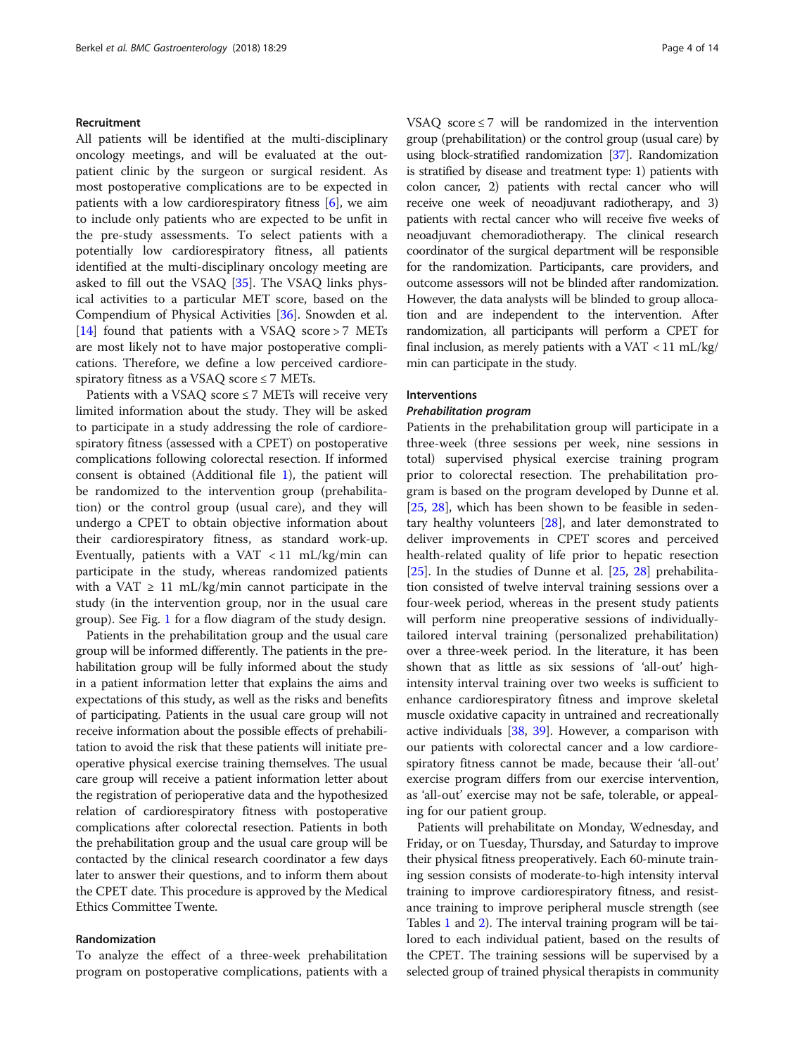### Recruitment

All patients will be identified at the multi-disciplinary oncology meetings, and will be evaluated at the outpatient clinic by the surgeon or surgical resident. As most postoperative complications are to be expected in patients with a low cardiorespiratory fitness [6], we aim to include only patients who are expected to be unfit in the pre-study assessments. To select patients with a potentially low cardiorespiratory fitness, all patients identified at the multi-disciplinary oncology meeting are asked to fill out the VSAQ [35]. The VSAQ links physical activities to a particular MET score, based on the Compendium of Physical Activities [36]. Snowden et al. [14] found that patients with a VSAQ score > 7 METs are most likely not to have major postoperative complications. Therefore, we define a low perceived cardiorespiratory fitness as a VSAQ score ≤ 7 METs.

Patients with a VSAQ score ≤ 7 METs will receive very limited information about the study. They will be asked to participate in a study addressing the role of cardiorespiratory fitness (assessed with a CPET) on postoperative complications following colorectal resection. If informed consent is obtained (Additional file 1), the patient will be randomized to the intervention group (prehabilitation) or the control group (usual care), and they will undergo a CPET to obtain objective information about their cardiorespiratory fitness, as standard work-up. Eventually, patients with a VAT < 11 mL/kg/min can participate in the study, whereas randomized patients with a VAT ≥ 11 mL/kg/min cannot participate in the study (in the intervention group, nor in the usual care group). See Fig. 1 for a flow diagram of the study design.

Patients in the prehabilitation group and the usual care group will be informed differently. The patients in the prehabilitation group will be fully informed about the study in a patient information letter that explains the aims and expectations of this study, as well as the risks and benefits of participating. Patients in the usual care group will not receive information about the possible effects of prehabilitation to avoid the risk that these patients will initiate preoperative physical exercise training themselves. The usual care group will receive a patient information letter about the registration of perioperative data and the hypothesized relation of cardiorespiratory fitness with postoperative complications after colorectal resection. Patients in both the prehabilitation group and the usual care group will be contacted by the clinical research coordinator a few days later to answer their questions, and to inform them about the CPET date. This procedure is approved by the Medical Ethics Committee Twente.

### Randomization

To analyze the effect of a three-week prehabilitation program on postoperative complications, patients with a VSAQ score ≤ 7 will be randomized in the intervention group (prehabilitation) or the control group (usual care) by using block-stratified randomization [37]. Randomization is stratified by disease and treatment type: 1) patients with colon cancer, 2) patients with rectal cancer who will receive one week of neoadjuvant radiotherapy, and 3) patients with rectal cancer who will receive five weeks of neoadjuvant chemoradiotherapy. The clinical research coordinator of the surgical department will be responsible for the randomization. Participants, care providers, and outcome assessors will not be blinded after randomization. However, the data analysts will be blinded to group allocation and are independent to the intervention. After randomization, all participants will perform a CPET for final inclusion, as merely patients with a VAT < 11 mL/kg/min can participate in the study.

### Interventions

#### *Prehabilitation program*

Patients in the prehabilitation group will participate in a three-week (three sessions per week, nine sessions in total) supervised physical exercise training program prior to colorectal resection. The prehabilitation program is based on the program developed by Dunne et al. [25, 28], which has been shown to be feasible in sedentary healthy volunteers [28], and later demonstrated to deliver improvements in CPET scores and perceived health-related quality of life prior to hepatic resection [25]. In the studies of Dunne et al. [25, 28] prehabilitation consisted of twelve interval training sessions over a four-week period, whereas in the present study patients will perform nine preoperative sessions of individually-tailored interval training (personalized prehabilitation) over a three-week period. In the literature, it has been shown that as little as six sessions of 'all-out' high-intensity interval training over two weeks is sufficient to enhance cardiorespiratory fitness and improve skeletal muscle oxidative capacity in untrained and recreationally active individuals [38, 39]. However, a comparison with our patients with colorectal cancer and a low cardiorespiratory fitness cannot be made, because their 'all-out' exercise program differs from our exercise intervention, as 'all-out' exercise may not be safe, tolerable, or appealing for our patient group.

Patients will prehabilitate on Monday, Wednesday, and Friday, or on Tuesday, Thursday, and Saturday to improve their physical fitness preoperatively. Each 60-minute training session consists of moderate-to-high intensity interval training to improve cardiorespiratory fitness, and resistance training to improve peripheral muscle strength (see Tables 1 and 2). The interval training program will be tailored to each individual patient, based on the results of the CPET. The training sessions will be supervised by a selected group of trained physical therapists in community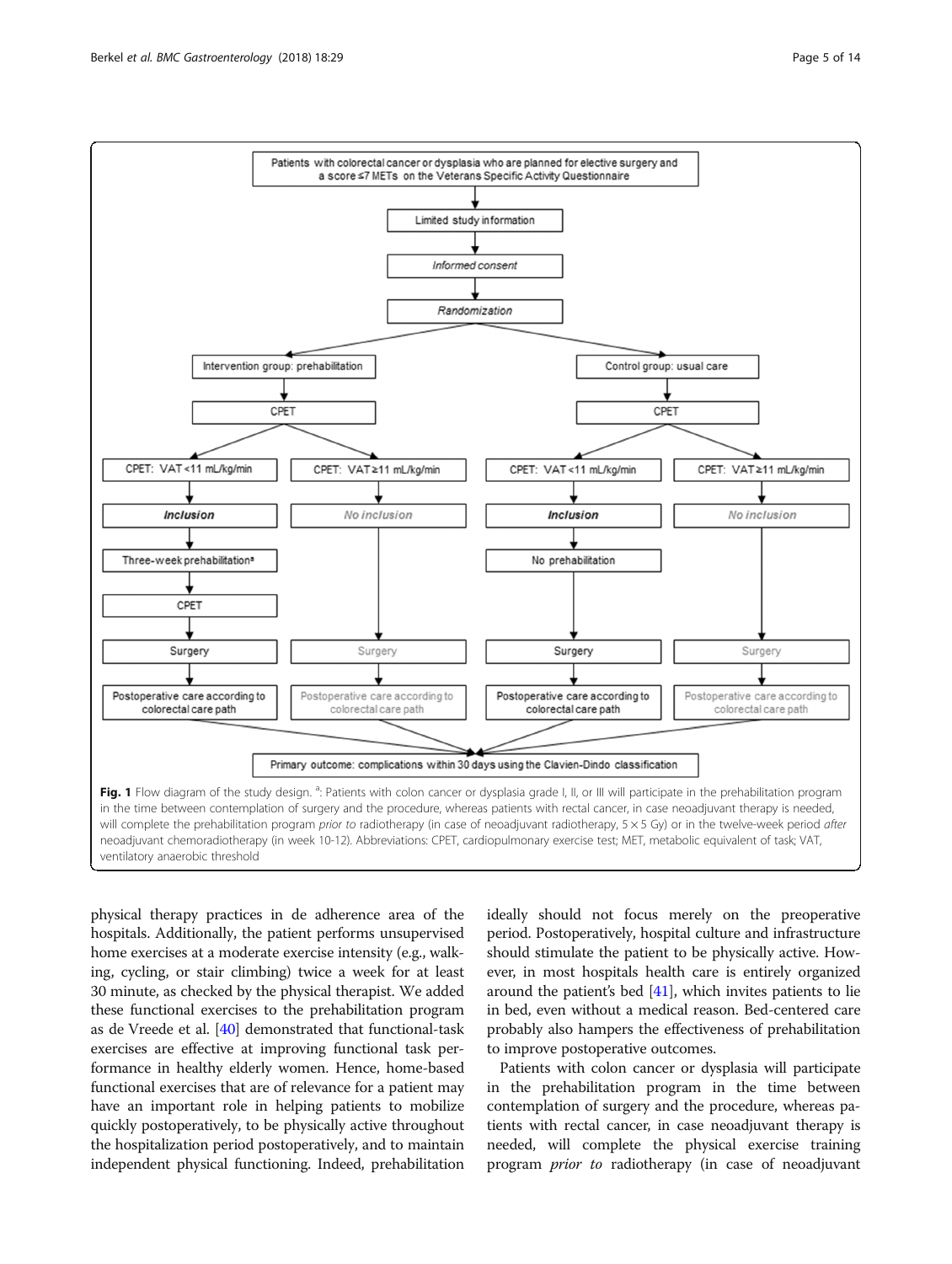Patients with colorectal cancer or dysplasia who are planned for elective surgery and a score ≤7 METs on the Veterans Specific Activity Questionnaire

Limited study information

*Informed consent*

*Randomization*

| Intervention group: prehabilitation | | Control group: usual care | |
|---|---|---|---|
| CPET | | CPET | |
| CPET: VAT < 11 mL/kg/min | CPET: VAT ≥ 11 mL/kg/min | CPET: VAT < 11 mL/kg/min | CPET: VAT ≥ 11 mL/kg/min |
| ***Inclusion*** | *No inclusion* | ***Inclusion*** | *No inclusion* |
| Three-week prehabilitation[a] | | No prehabilitation | |
| CPET | | | |
| Surgery | Surgery | Surgery | Surgery |
| Postoperative care according to colorectal care path | Postoperative care according to colorectal care path | Postoperative care according to colorectal care path | Postoperative care according to colorectal care path |

Primary outcome: complications within 30 days using the Clavien-Dindo classification

**Fig. 1** Flow diagram of the study design. [a]: Patients with colon cancer or dysplasia grade I, II, or III will participate in the prehabilitation program in the time between contemplation of surgery and the procedure, whereas patients with rectal cancer, in case neoadjuvant therapy is needed, will complete the prehabilitation program *prior to* radiotherapy (in case of neoadjuvant radiotherapy, 5 × 5 Gy) or in the twelve-week period *after* neoadjuvant chemoradiotherapy (in week 10-12). Abbreviations: CPET, cardiopulmonary exercise test; MET, metabolic equivalent of task; VAT, ventilatory anaerobic threshold

physical therapy practices in de adherence area of the hospitals. Additionally, the patient performs unsupervised home exercises at a moderate exercise intensity (e.g., walking, cycling, or stair climbing) twice a week for at least 30 minute, as checked by the physical therapist. We added these functional exercises to the prehabilitation program as de Vreede et al. [40] demonstrated that functional-task exercises are effective at improving functional task performance in healthy elderly women. Hence, home-based functional exercises that are of relevance for a patient may have an important role in helping patients to mobilize quickly postoperatively, to be physically active throughout the hospitalization period postoperatively, and to maintain independent physical functioning. Indeed, prehabilitation ideally should not focus merely on the preoperative period. Postoperatively, hospital culture and infrastructure should stimulate the patient to be physically active. However, in most hospitals health care is entirely organized around the patient's bed [41], which invites patients to lie in bed, even without a medical reason. Bed-centered care probably also hampers the effectiveness of prehabilitation to improve postoperative outcomes.

Patients with colon cancer or dysplasia will participate in the prehabilitation program in the time between contemplation of surgery and the procedure, whereas patients with rectal cancer, in case neoadjuvant therapy is needed, will complete the physical exercise training program *prior to* radiotherapy (in case of neoadjuvant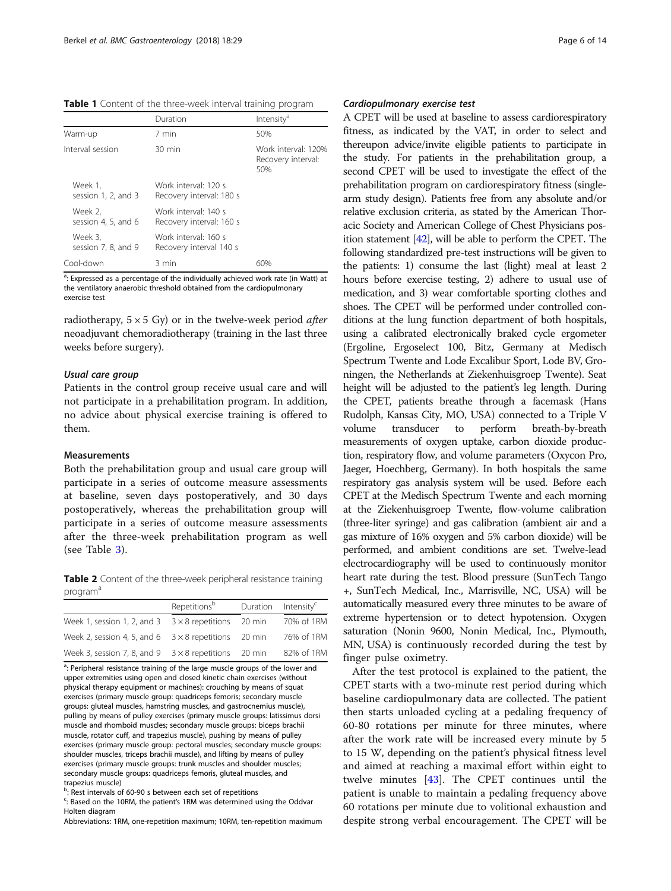**Table 1** Content of the three-week interval training program

| | Duration | Intensity[a] |
|---|---|---|
| Warm-up | 7 min | 50% |
| Interval session | 30 min | Work interval: 120% Recovery interval: 50% |
| Week 1, session 1, 2, and 3 | Work interval: 120 s Recovery interval: 180 s | |
| Week 2, session 4, 5, and 6 | Work interval: 140 s Recovery interval: 160 s | |
| Week 3, session 7, 8, and 9 | Work interval: 160 s Recovery interval 140 s | |
| Cool-down | 3 min | 60% |

[a]: Expressed as a percentage of the individually achieved work rate (in Watt) at the ventilatory anaerobic threshold obtained from the cardiopulmonary exercise test

radiotherapy, 5 × 5 Gy) or in the twelve-week period *after* neoadjuvant chemoradiotherapy (training in the last three weeks before surgery).

#### *Usual care group*

Patients in the control group receive usual care and will not participate in a prehabilitation program. In addition, no advice about physical exercise training is offered to them.

### Measurements

Both the prehabilitation group and usual care group will participate in a series of outcome measure assessments at baseline, seven days postoperatively, and 30 days postoperatively, whereas the prehabilitation group will participate in a series of outcome measure assessments after the three-week prehabilitation program as well (see Table 3).

**Table 2** Content of the three-week peripheral resistance training program[a]

| | Repetitions[b] | Duration | Intensity[c] |
|---|---|---|---|
| Week 1, session 1, 2, and 3 | 3 × 8 repetitions | 20 min | 70% of 1RM |
| Week 2, session 4, 5, and 6 | 3 × 8 repetitions | 20 min | 76% of 1RM |
| Week 3, session 7, 8, and 9 | 3 × 8 repetitions | 20 min | 82% of 1RM |

[a]: Peripheral resistance training of the large muscle groups of the lower and upper extremities using open and closed kinetic chain exercises (without physical therapy equipment or machines): crouching by means of squat exercises (primary muscle group: quadriceps femoris; secondary muscle groups: gluteal muscles, hamstring muscles, and gastrocnemius muscle), pulling by means of pulley exercises (primary muscle groups: latissimus dorsi muscle and rhomboid muscles; secondary muscle groups: biceps brachii muscle, rotator cuff, and trapezius muscle), pushing by means of pulley exercises (primary muscle group: pectoral muscles; secondary muscle groups: shoulder muscles, triceps brachii muscle), and lifting by means of pulley exercises (primary muscle groups: trunk muscles and shoulder muscles; secondary muscle groups: quadriceps femoris, gluteal muscles, and trapezius muscle)

[b]: Rest intervals of 60-90 s between each set of repetitions

[c]: Based on the 10RM, the patient's 1RM was determined using the Oddvar Holten diagram

Abbreviations: 1RM, one-repetition maximum; 10RM, ten-repetition maximum

#### *Cardiopulmonary exercise test*

A CPET will be used at baseline to assess cardiorespiratory fitness, as indicated by the VAT, in order to select and thereupon advice/invite eligible patients to participate in the study. For patients in the prehabilitation group, a second CPET will be used to investigate the effect of the prehabilitation program on cardiorespiratory fitness (single-arm study design). Patients free from any absolute and/or relative exclusion criteria, as stated by the American Thoracic Society and American College of Chest Physicians position statement [42], will be able to perform the CPET. The following standardized pre-test instructions will be given to the patients: 1) consume the last (light) meal at least 2 hours before exercise testing, 2) adhere to usual use of medication, and 3) wear comfortable sporting clothes and shoes. The CPET will be performed under controlled conditions at the lung function department of both hospitals, using a calibrated electronically braked cycle ergometer (Ergoline, Ergoselect 100, Bitz, Germany at Medisch Spectrum Twente and Lode Excalibur Sport, Lode BV, Groningen, the Netherlands at Ziekenhuisgroep Twente). Seat height will be adjusted to the patient's leg length. During the CPET, patients breathe through a facemask (Hans Rudolph, Kansas City, MO, USA) connected to a Triple V volume transducer to perform breath-by-breath measurements of oxygen uptake, carbon dioxide production, respiratory flow, and volume parameters (Oxycon Pro, Jaeger, Hoechberg, Germany). In both hospitals the same respiratory gas analysis system will be used. Before each CPET at the Medisch Spectrum Twente and each morning at the Ziekenhuisgroep Twente, flow-volume calibration (three-liter syringe) and gas calibration (ambient air and a gas mixture of 16% oxygen and 5% carbon dioxide) will be performed, and ambient conditions are set. Twelve-lead electrocardiography will be used to continuously monitor heart rate during the test. Blood pressure (SunTech Tango +, SunTech Medical, Inc., Marrisville, NC, USA) will be automatically measured every three minutes to be aware of extreme hypertension or to detect hypotension. Oxygen saturation (Nonin 9600, Nonin Medical, Inc., Plymouth, MN, USA) is continuously recorded during the test by finger pulse oximetry.

After the test protocol is explained to the patient, the CPET starts with a two-minute rest period during which baseline cardiopulmonary data are collected. The patient then starts unloaded cycling at a pedaling frequency of 60-80 rotations per minute for three minutes, where after the work rate will be increased every minute by 5 to 15 W, depending on the patient's physical fitness level and aimed at reaching a maximal effort within eight to twelve minutes [43]. The CPET continues until the patient is unable to maintain a pedaling frequency above 60 rotations per minute due to volitional exhaustion and despite strong verbal encouragement. The CPET will be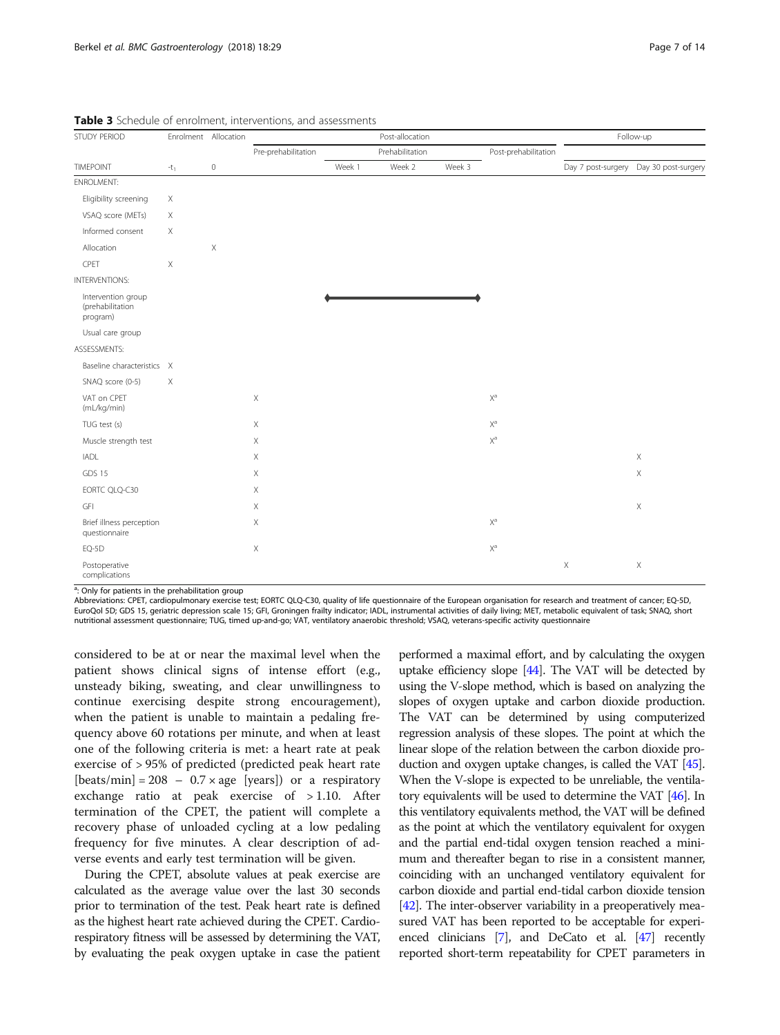**Table 3** Schedule of enrolment, interventions, and assessments

| STUDY PERIOD | Enrolment | Allocation | Post-allocation | | | | | Follow-up | |
|---|---|---|---|---|---|---|---|---|---|
| | | | Pre-prehabilitation | Prehabilitation | | | Post-prehabilitation | | |
| TIMEPOINT | $-t_1$ | 0 | | Week 1 | Week 2 | Week 3 | | Day 7 post-surgery | Day 30 post-surgery |
| ENROLMENT: | | | | | | | | | |
| Eligibility screening | X | | | | | | | | |
| VSAQ score (METs) | X | | | | | | | | |
| Informed consent | X | | | | | | | | |
| Allocation | | X | | | | | | | |
| CPET | X | | | | | | | | |
| INTERVENTIONS: | | | | | | | | | |
| Intervention group (prehabilitation program) | | | | ◆ | ━━━━ | ◆ | | | |
| Usual care group | | | | | | | | | |
| ASSESSMENTS: | | | | | | | | | |
| Baseline characteristics | X | | | | | | | | |
| SNAQ score (0-5) | X | | | | | | | | |
| VAT on CPET (mL/kg/min) | | | X | | | | X[a] | | |
| TUG test (s) | | | X | | | | X[a] | | |
| Muscle strength test | | | X | | | | X[a] | | |
| IADL | | | X | | | | | | X |
| GDS 15 | | | X | | | | | | X |
| EORTC QLQ-C30 | | | X | | | | | | |
| GFI | | | X | | | | | | X |
| Brief illness perception questionnaire | | | X | | | | X[a] | | |
| EQ-5D | | | X | | | | X[a] | | |
| Postoperative complications | | | | | | | | X | X |

[a]: Only for patients in the prehabilitation group

Abbreviations: CPET, cardiopulmonary exercise test; EORTC QLQ-C30, quality of life questionnaire of the European organisation for research and treatment of cancer; EQ-5D, EuroQol 5D; GDS 15, geriatric depression scale 15; GFI, Groningen frailty indicator; IADL, instrumental activities of daily living; MET, metabolic equivalent of task; SNAQ, short nutritional assessment questionnaire; TUG, timed up-and-go; VAT, ventilatory anaerobic threshold; VSAQ, veterans-specific activity questionnaire

considered to be at or near the maximal level when the patient shows clinical signs of intense effort (e.g., unsteady biking, sweating, and clear unwillingness to continue exercising despite strong encouragement), when the patient is unable to maintain a pedaling frequency above 60 rotations per minute, and when at least one of the following criteria is met: a heart rate at peak exercise of > 95% of predicted (predicted peak heart rate [beats/min] = 208 – 0.7 × age [years]) or a respiratory exchange ratio at peak exercise of > 1.10. After termination of the CPET, the patient will complete a recovery phase of unloaded cycling at a low pedaling frequency for five minutes. A clear description of adverse events and early test termination will be given.

During the CPET, absolute values at peak exercise are calculated as the average value over the last 30 seconds prior to termination of the test. Peak heart rate is defined as the highest heart rate achieved during the CPET. Cardiorespiratory fitness will be assessed by determining the VAT, by evaluating the peak oxygen uptake in case the patient performed a maximal effort, and by calculating the oxygen uptake efficiency slope [44]. The VAT will be detected by using the V-slope method, which is based on analyzing the slopes of oxygen uptake and carbon dioxide production. The VAT can be determined by using computerized regression analysis of these slopes. The point at which the linear slope of the relation between the carbon dioxide production and oxygen uptake changes, is called the VAT [45]. When the V-slope is expected to be unreliable, the ventilatory equivalents will be used to determine the VAT [46]. In this ventilatory equivalents method, the VAT will be defined as the point at which the ventilatory equivalent for oxygen and the partial end-tidal oxygen tension reached a minimum and thereafter began to rise in a consistent manner, coinciding with an unchanged ventilatory equivalent for carbon dioxide and partial end-tidal carbon dioxide tension [42]. The inter-observer variability in a preoperatively measured VAT has been reported to be acceptable for experienced clinicians [7], and DeCato et al. [47] recently reported short-term repeatability for CPET parameters in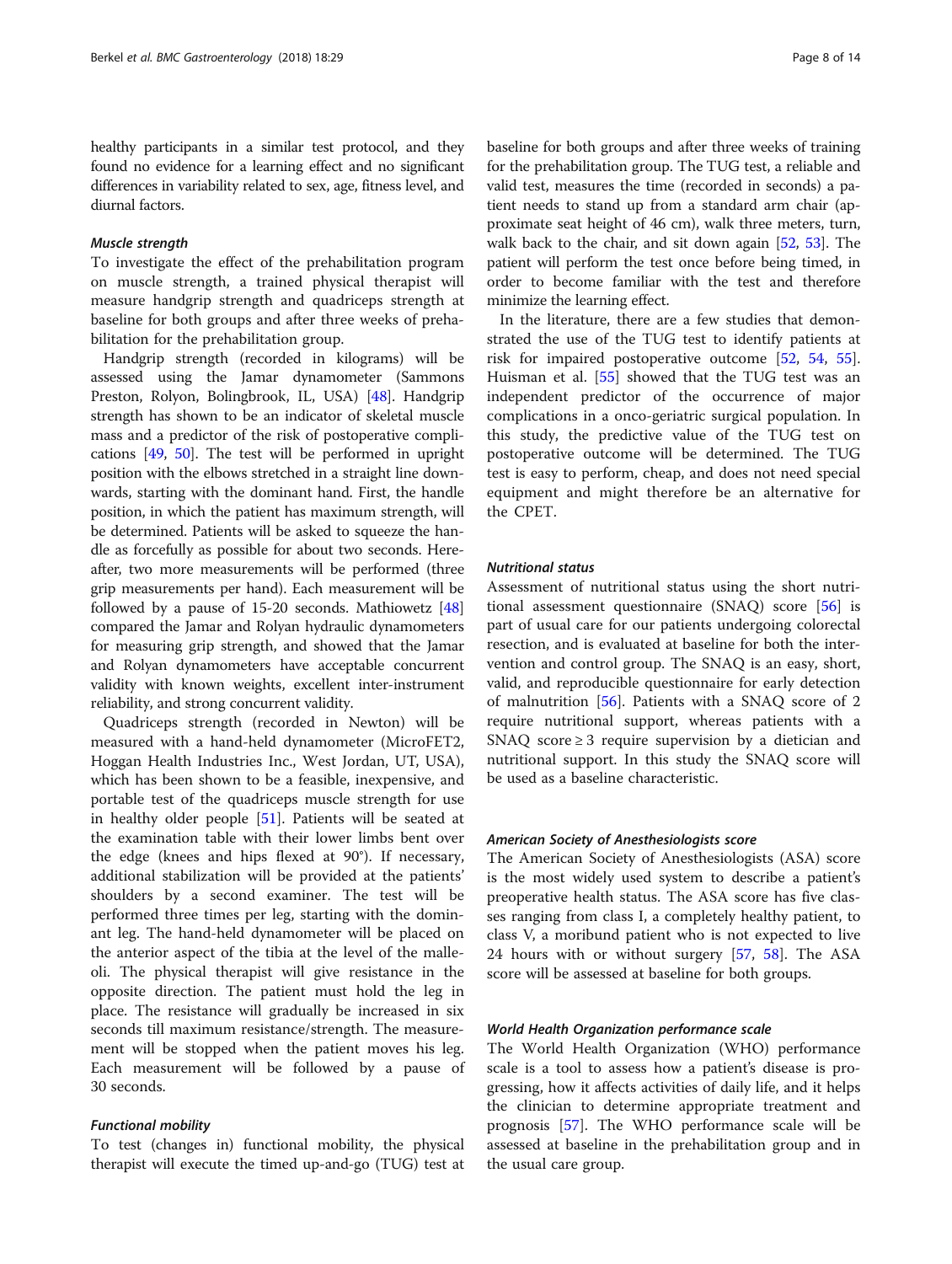healthy participants in a similar test protocol, and they found no evidence for a learning effect and no significant differences in variability related to sex, age, fitness level, and diurnal factors.

#### Muscle strength

To investigate the effect of the prehabilitation program on muscle strength, a trained physical therapist will measure handgrip strength and quadriceps strength at baseline for both groups and after three weeks of prehabilitation for the prehabilitation group.

Handgrip strength (recorded in kilograms) will be assessed using the Jamar dynamometer (Sammons Preston, Rolyon, Bolingbrook, IL, USA) [48]. Handgrip strength has shown to be an indicator of skeletal muscle mass and a predictor of the risk of postoperative complications [49, 50]. The test will be performed in upright position with the elbows stretched in a straight line downwards, starting with the dominant hand. First, the handle position, in which the patient has maximum strength, will be determined. Patients will be asked to squeeze the handle as forcefully as possible for about two seconds. Hereafter, two more measurements will be performed (three grip measurements per hand). Each measurement will be followed by a pause of 15-20 seconds. Mathiowetz [48] compared the Jamar and Rolyan hydraulic dynamometers for measuring grip strength, and showed that the Jamar and Rolyan dynamometers have acceptable concurrent validity with known weights, excellent inter-instrument reliability, and strong concurrent validity.

Quadriceps strength (recorded in Newton) will be measured with a hand-held dynamometer (MicroFET2, Hoggan Health Industries Inc., West Jordan, UT, USA), which has been shown to be a feasible, inexpensive, and portable test of the quadriceps muscle strength for use in healthy older people [51]. Patients will be seated at the examination table with their lower limbs bent over the edge (knees and hips flexed at 90°). If necessary, additional stabilization will be provided at the patients' shoulders by a second examiner. The test will be performed three times per leg, starting with the dominant leg. The hand-held dynamometer will be placed on the anterior aspect of the tibia at the level of the malleoli. The physical therapist will give resistance in the opposite direction. The patient must hold the leg in place. The resistance will gradually be increased in six seconds till maximum resistance/strength. The measurement will be stopped when the patient moves his leg. Each measurement will be followed by a pause of 30 seconds.

#### Functional mobility

To test (changes in) functional mobility, the physical therapist will execute the timed up-and-go (TUG) test at baseline for both groups and after three weeks of training for the prehabilitation group. The TUG test, a reliable and valid test, measures the time (recorded in seconds) a patient needs to stand up from a standard arm chair (approximate seat height of 46 cm), walk three meters, turn, walk back to the chair, and sit down again [52, 53]. The patient will perform the test once before being timed, in order to become familiar with the test and therefore minimize the learning effect.

In the literature, there are a few studies that demonstrated the use of the TUG test to identify patients at risk for impaired postoperative outcome [52, 54, 55]. Huisman et al. [55] showed that the TUG test was an independent predictor of the occurrence of major complications in a onco-geriatric surgical population. In this study, the predictive value of the TUG test on postoperative outcome will be determined. The TUG test is easy to perform, cheap, and does not need special equipment and might therefore be an alternative for the CPET.

#### Nutritional status

Assessment of nutritional status using the short nutritional assessment questionnaire (SNAQ) score [56] is part of usual care for our patients undergoing colorectal resection, and is evaluated at baseline for both the intervention and control group. The SNAQ is an easy, short, valid, and reproducible questionnaire for early detection of malnutrition [56]. Patients with a SNAQ score of 2 require nutritional support, whereas patients with a SNAQ score $\geq 3$ require supervision by a dietician and nutritional support. In this study the SNAQ score will be used as a baseline characteristic.

#### American Society of Anesthesiologists score

The American Society of Anesthesiologists (ASA) score is the most widely used system to describe a patient's preoperative health status. The ASA score has five classes ranging from class I, a completely healthy patient, to class V, a moribund patient who is not expected to live 24 hours with or without surgery [57, 58]. The ASA score will be assessed at baseline for both groups.

#### World Health Organization performance scale

The World Health Organization (WHO) performance scale is a tool to assess how a patient's disease is progressing, how it affects activities of daily life, and it helps the clinician to determine appropriate treatment and prognosis [57]. The WHO performance scale will be assessed at baseline in the prehabilitation group and in the usual care group.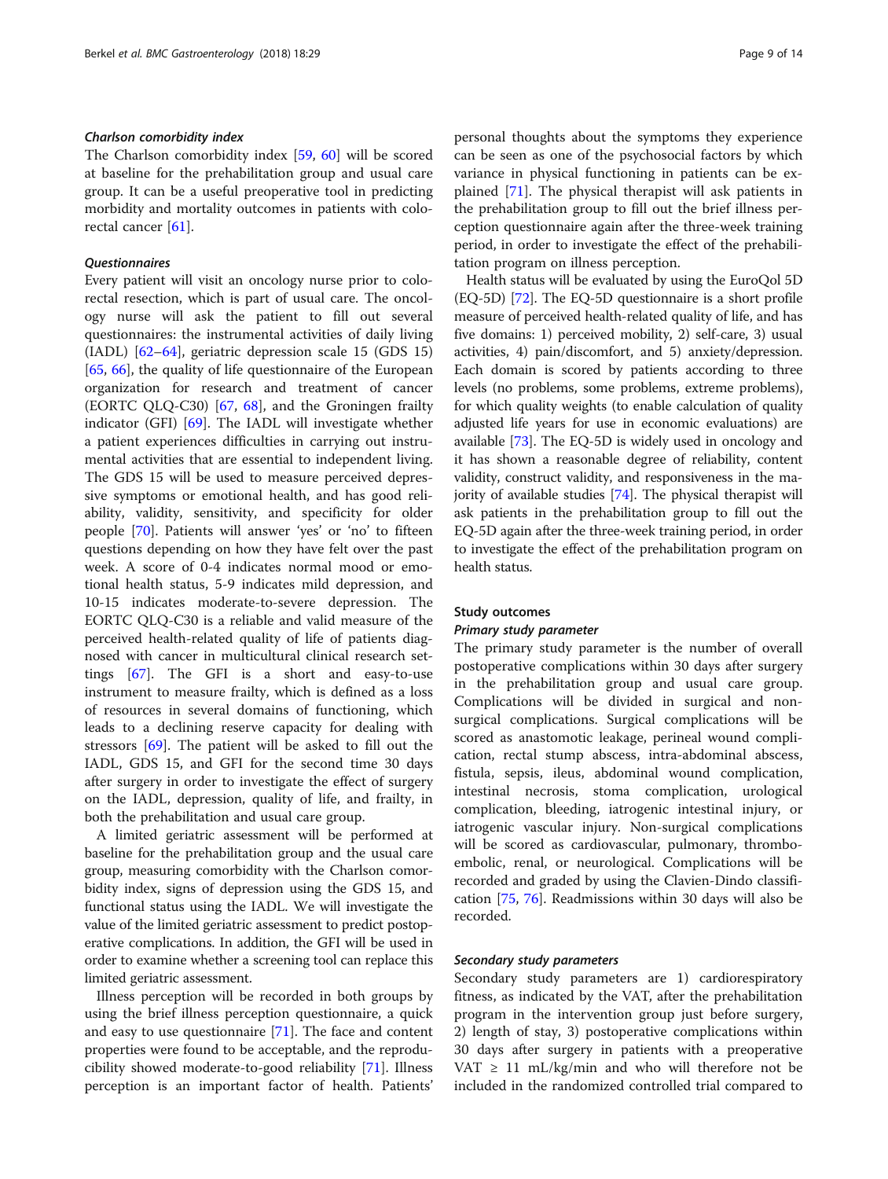#### *Charlson comorbidity index*

The Charlson comorbidity index [59, 60] will be scored at baseline for the prehabilitation group and usual care group. It can be a useful preoperative tool in predicting morbidity and mortality outcomes in patients with colorectal cancer [61].

#### *Questionnaires*

Every patient will visit an oncology nurse prior to colorectal resection, which is part of usual care. The oncology nurse will ask the patient to fill out several questionnaires: the instrumental activities of daily living (IADL) [62–64], geriatric depression scale 15 (GDS 15) [65, 66], the quality of life questionnaire of the European organization for research and treatment of cancer (EORTC QLQ-C30) [67, 68], and the Groningen frailty indicator (GFI) [69]. The IADL will investigate whether a patient experiences difficulties in carrying out instrumental activities that are essential to independent living. The GDS 15 will be used to measure perceived depressive symptoms or emotional health, and has good reliability, validity, sensitivity, and specificity for older people [70]. Patients will answer 'yes' or 'no' to fifteen questions depending on how they have felt over the past week. A score of 0-4 indicates normal mood or emotional health status, 5-9 indicates mild depression, and 10-15 indicates moderate-to-severe depression. The EORTC QLQ-C30 is a reliable and valid measure of the perceived health-related quality of life of patients diagnosed with cancer in multicultural clinical research settings [67]. The GFI is a short and easy-to-use instrument to measure frailty, which is defined as a loss of resources in several domains of functioning, which leads to a declining reserve capacity for dealing with stressors [69]. The patient will be asked to fill out the IADL, GDS 15, and GFI for the second time 30 days after surgery in order to investigate the effect of surgery on the IADL, depression, quality of life, and frailty, in both the prehabilitation and usual care group.

A limited geriatric assessment will be performed at baseline for the prehabilitation group and the usual care group, measuring comorbidity with the Charlson comorbidity index, signs of depression using the GDS 15, and functional status using the IADL. We will investigate the value of the limited geriatric assessment to predict postoperative complications. In addition, the GFI will be used in order to examine whether a screening tool can replace this limited geriatric assessment.

Illness perception will be recorded in both groups by using the brief illness perception questionnaire, a quick and easy to use questionnaire [71]. The face and content properties were found to be acceptable, and the reproducibility showed moderate-to-good reliability [71]. Illness perception is an important factor of health. Patients' personal thoughts about the symptoms they experience can be seen as one of the psychosocial factors by which variance in physical functioning in patients can be explained [71]. The physical therapist will ask patients in the prehabilitation group to fill out the brief illness perception questionnaire again after the three-week training period, in order to investigate the effect of the prehabilitation program on illness perception.

Health status will be evaluated by using the EuroQol 5D (EQ-5D) [72]. The EQ-5D questionnaire is a short profile measure of perceived health-related quality of life, and has five domains: 1) perceived mobility, 2) self-care, 3) usual activities, 4) pain/discomfort, and 5) anxiety/depression. Each domain is scored by patients according to three levels (no problems, some problems, extreme problems), for which quality weights (to enable calculation of quality adjusted life years for use in economic evaluations) are available [73]. The EQ-5D is widely used in oncology and it has shown a reasonable degree of reliability, content validity, construct validity, and responsiveness in the majority of available studies [74]. The physical therapist will ask patients in the prehabilitation group to fill out the EQ-5D again after the three-week training period, in order to investigate the effect of the prehabilitation program on health status.

### Study outcomes

#### *Primary study parameter*

The primary study parameter is the number of overall postoperative complications within 30 days after surgery in the prehabilitation group and usual care group. Complications will be divided in surgical and non-surgical complications. Surgical complications will be scored as anastomotic leakage, perineal wound complication, rectal stump abscess, intra-abdominal abscess, fistula, sepsis, ileus, abdominal wound complication, intestinal necrosis, stoma complication, urological complication, bleeding, iatrogenic intestinal injury, or iatrogenic vascular injury. Non-surgical complications will be scored as cardiovascular, pulmonary, thrombo-embolic, renal, or neurological. Complications will be recorded and graded by using the Clavien-Dindo classification [75, 76]. Readmissions within 30 days will also be recorded.

#### *Secondary study parameters*

Secondary study parameters are 1) cardiorespiratory fitness, as indicated by the VAT, after the prehabilitation program in the intervention group just before surgery, 2) length of stay, 3) postoperative complications within 30 days after surgery in patients with a preoperative VAT $\geq$ 11 mL/kg/min and who will therefore not be included in the randomized controlled trial compared to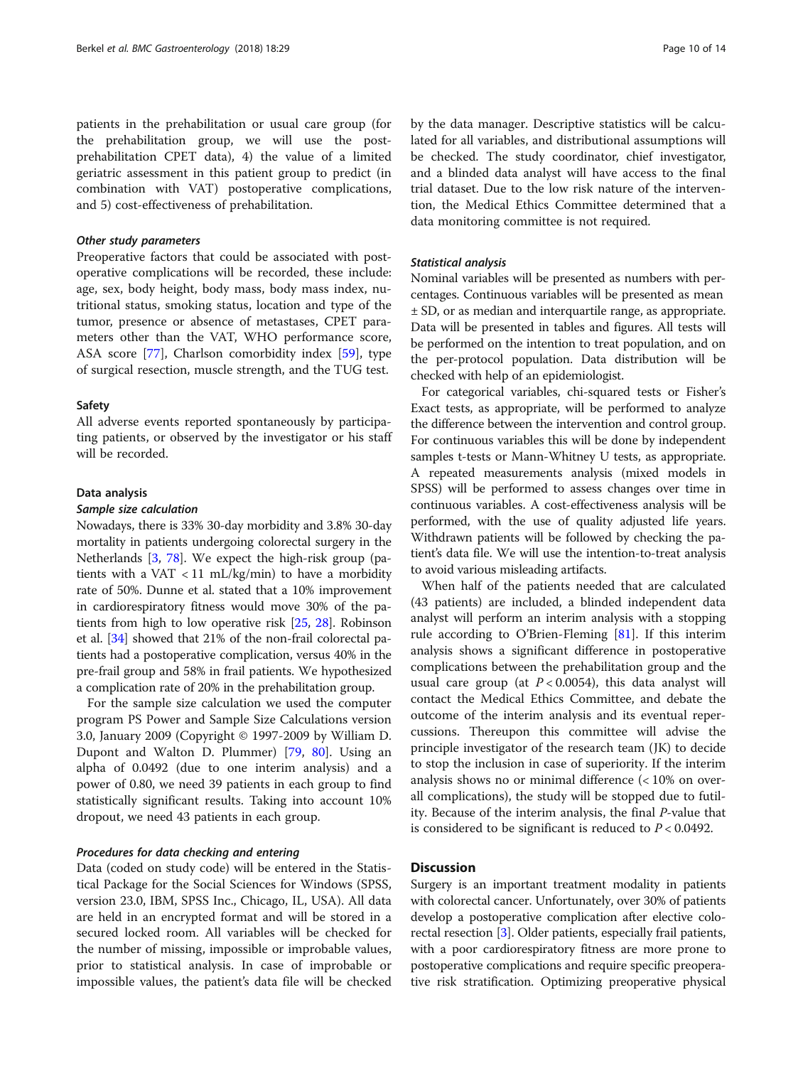patients in the prehabilitation or usual care group (for the prehabilitation group, we will use the post-prehabilitation CPET data), 4) the value of a limited geriatric assessment in this patient group to predict (in combination with VAT) postoperative complications, and 5) cost-effectiveness of prehabilitation.

#### *Other study parameters*

Preoperative factors that could be associated with postoperative complications will be recorded, these include: age, sex, body height, body mass, body mass index, nutritional status, smoking status, location and type of the tumor, presence or absence of metastases, CPET parameters other than the VAT, WHO performance score, ASA score [77], Charlson comorbidity index [59], type of surgical resection, muscle strength, and the TUG test.

### Safety

All adverse events reported spontaneously by participating patients, or observed by the investigator or his staff will be recorded.

### Data analysis

#### *Sample size calculation*

Nowadays, there is 33% 30-day morbidity and 3.8% 30-day mortality in patients undergoing colorectal surgery in the Netherlands [3, 78]. We expect the high-risk group (patients with a VAT < 11 mL/kg/min) to have a morbidity rate of 50%. Dunne et al. stated that a 10% improvement in cardiorespiratory fitness would move 30% of the patients from high to low operative risk [25, 28]. Robinson et al. [34] showed that 21% of the non-frail colorectal patients had a postoperative complication, versus 40% in the pre-frail group and 58% in frail patients. We hypothesized a complication rate of 20% in the prehabilitation group.

For the sample size calculation we used the computer program PS Power and Sample Size Calculations version 3.0, January 2009 (Copyright © 1997-2009 by William D. Dupont and Walton D. Plummer) [79, 80]. Using an alpha of 0.0492 (due to one interim analysis) and a power of 0.80, we need 39 patients in each group to find statistically significant results. Taking into account 10% dropout, we need 43 patients in each group.

#### *Procedures for data checking and entering*

Data (coded on study code) will be entered in the Statistical Package for the Social Sciences for Windows (SPSS, version 23.0, IBM, SPSS Inc., Chicago, IL, USA). All data are held in an encrypted format and will be stored in a secured locked room. All variables will be checked for the number of missing, impossible or improbable values, prior to statistical analysis. In case of improbable or impossible values, the patient's data file will be checked by the data manager. Descriptive statistics will be calculated for all variables, and distributional assumptions will be checked. The study coordinator, chief investigator, and a blinded data analyst will have access to the final trial dataset. Due to the low risk nature of the intervention, the Medical Ethics Committee determined that a data monitoring committee is not required.

#### *Statistical analysis*

Nominal variables will be presented as numbers with percentages. Continuous variables will be presented as mean ± SD, or as median and interquartile range, as appropriate. Data will be presented in tables and figures. All tests will be performed on the intention to treat population, and on the per-protocol population. Data distribution will be checked with help of an epidemiologist.

For categorical variables, chi-squared tests or Fisher's Exact tests, as appropriate, will be performed to analyze the difference between the intervention and control group. For continuous variables this will be done by independent samples t-tests or Mann-Whitney U tests, as appropriate. A repeated measurements analysis (mixed models in SPSS) will be performed to assess changes over time in continuous variables. A cost-effectiveness analysis will be performed, with the use of quality adjusted life years. Withdrawn patients will be followed by checking the patient's data file. We will use the intention-to-treat analysis to avoid various misleading artifacts.

When half of the patients needed that are calculated (43 patients) are included, a blinded independent data analyst will perform an interim analysis with a stopping rule according to O'Brien-Fleming [81]. If this interim analysis shows a significant difference in postoperative complications between the prehabilitation group and the usual care group (at $P < 0.0054$), this data analyst will contact the Medical Ethics Committee, and debate the outcome of the interim analysis and its eventual repercussions. Thereupon this committee will advise the principle investigator of the research team (JK) to decide to stop the inclusion in case of superiority. If the interim analysis shows no or minimal difference (< 10% on overall complications), the study will be stopped due to futility. Because of the interim analysis, the final *P*-value that is considered to be significant is reduced to $P < 0.0492$.

## Discussion

Surgery is an important treatment modality in patients with colorectal cancer. Unfortunately, over 30% of patients develop a postoperative complication after elective colorectal resection [3]. Older patients, especially frail patients, with a poor cardiorespiratory fitness are more prone to postoperative complications and require specific preoperative risk stratification. Optimizing preoperative physical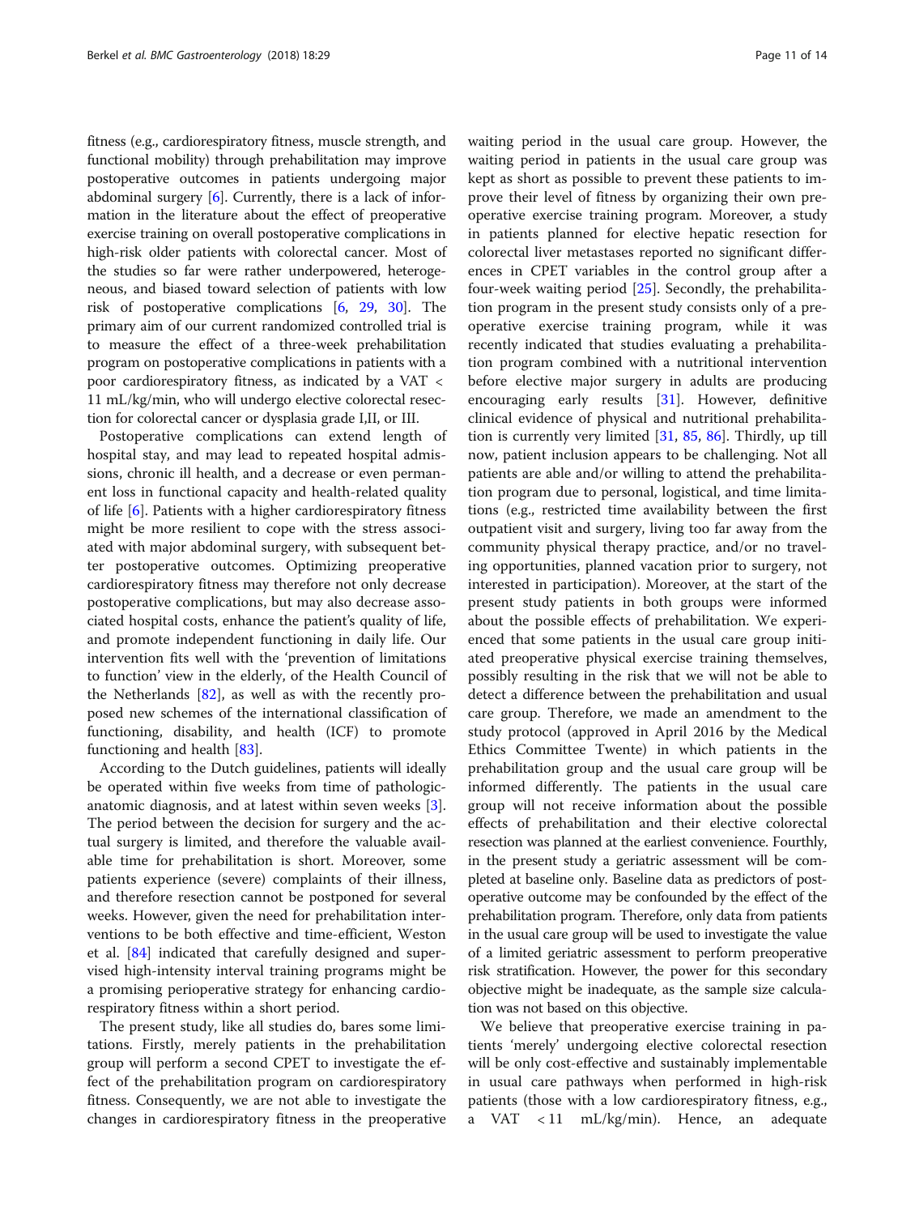fitness (e.g., cardiorespiratory fitness, muscle strength, and functional mobility) through prehabilitation may improve postoperative outcomes in patients undergoing major abdominal surgery [6]. Currently, there is a lack of information in the literature about the effect of preoperative exercise training on overall postoperative complications in high-risk older patients with colorectal cancer. Most of the studies so far were rather underpowered, heterogeneous, and biased toward selection of patients with low risk of postoperative complications [6, 29, 30]. The primary aim of our current randomized controlled trial is to measure the effect of a three-week prehabilitation program on postoperative complications in patients with a poor cardiorespiratory fitness, as indicated by a VAT < 11 mL/kg/min, who will undergo elective colorectal resection for colorectal cancer or dysplasia grade I,II, or III.

Postoperative complications can extend length of hospital stay, and may lead to repeated hospital admissions, chronic ill health, and a decrease or even permanent loss in functional capacity and health-related quality of life [6]. Patients with a higher cardiorespiratory fitness might be more resilient to cope with the stress associated with major abdominal surgery, with subsequent better postoperative outcomes. Optimizing preoperative cardiorespiratory fitness may therefore not only decrease postoperative complications, but may also decrease associated hospital costs, enhance the patient's quality of life, and promote independent functioning in daily life. Our intervention fits well with the 'prevention of limitations to function' view in the elderly, of the Health Council of the Netherlands [82], as well as with the recently proposed new schemes of the international classification of functioning, disability, and health (ICF) to promote functioning and health [83].

According to the Dutch guidelines, patients will ideally be operated within five weeks from time of pathologic-anatomic diagnosis, and at latest within seven weeks [3]. The period between the decision for surgery and the actual surgery is limited, and therefore the valuable available time for prehabilitation is short. Moreover, some patients experience (severe) complaints of their illness, and therefore resection cannot be postponed for several weeks. However, given the need for prehabilitation interventions to be both effective and time-efficient, Weston et al. [84] indicated that carefully designed and supervised high-intensity interval training programs might be a promising perioperative strategy for enhancing cardiorespiratory fitness within a short period.

The present study, like all studies do, bares some limitations. Firstly, merely patients in the prehabilitation group will perform a second CPET to investigate the effect of the prehabilitation program on cardiorespiratory fitness. Consequently, we are not able to investigate the changes in cardiorespiratory fitness in the preoperative waiting period in the usual care group. However, the waiting period in patients in the usual care group was kept as short as possible to prevent these patients to improve their level of fitness by organizing their own preoperative exercise training program. Moreover, a study in patients planned for elective hepatic resection for colorectal liver metastases reported no significant differences in CPET variables in the control group after a four-week waiting period [25]. Secondly, the prehabilitation program in the present study consists only of a preoperative exercise training program, while it was recently indicated that studies evaluating a prehabilitation program combined with a nutritional intervention before elective major surgery in adults are producing encouraging early results [31]. However, definitive clinical evidence of physical and nutritional prehabilitation is currently very limited [31, 85, 86]. Thirdly, up till now, patient inclusion appears to be challenging. Not all patients are able and/or willing to attend the prehabilitation program due to personal, logistical, and time limitations (e.g., restricted time availability between the first outpatient visit and surgery, living too far away from the community physical therapy practice, and/or no traveling opportunities, planned vacation prior to surgery, not interested in participation). Moreover, at the start of the present study patients in both groups were informed about the possible effects of prehabilitation. We experienced that some patients in the usual care group initiated preoperative physical exercise training themselves, possibly resulting in the risk that we will not be able to detect a difference between the prehabilitation and usual care group. Therefore, we made an amendment to the study protocol (approved in April 2016 by the Medical Ethics Committee Twente) in which patients in the prehabilitation group and the usual care group will be informed differently. The patients in the usual care group will not receive information about the possible effects of prehabilitation and their elective colorectal resection was planned at the earliest convenience. Fourthly, in the present study a geriatric assessment will be completed at baseline only. Baseline data as predictors of postoperative outcome may be confounded by the effect of the prehabilitation program. Therefore, only data from patients in the usual care group will be used to investigate the value of a limited geriatric assessment to perform preoperative risk stratification. However, the power for this secondary objective might be inadequate, as the sample size calculation was not based on this objective.

We believe that preoperative exercise training in patients 'merely' undergoing elective colorectal resection will be only cost-effective and sustainably implementable in usual care pathways when performed in high-risk patients (those with a low cardiorespiratory fitness, e.g., a VAT < 11 mL/kg/min). Hence, an adequate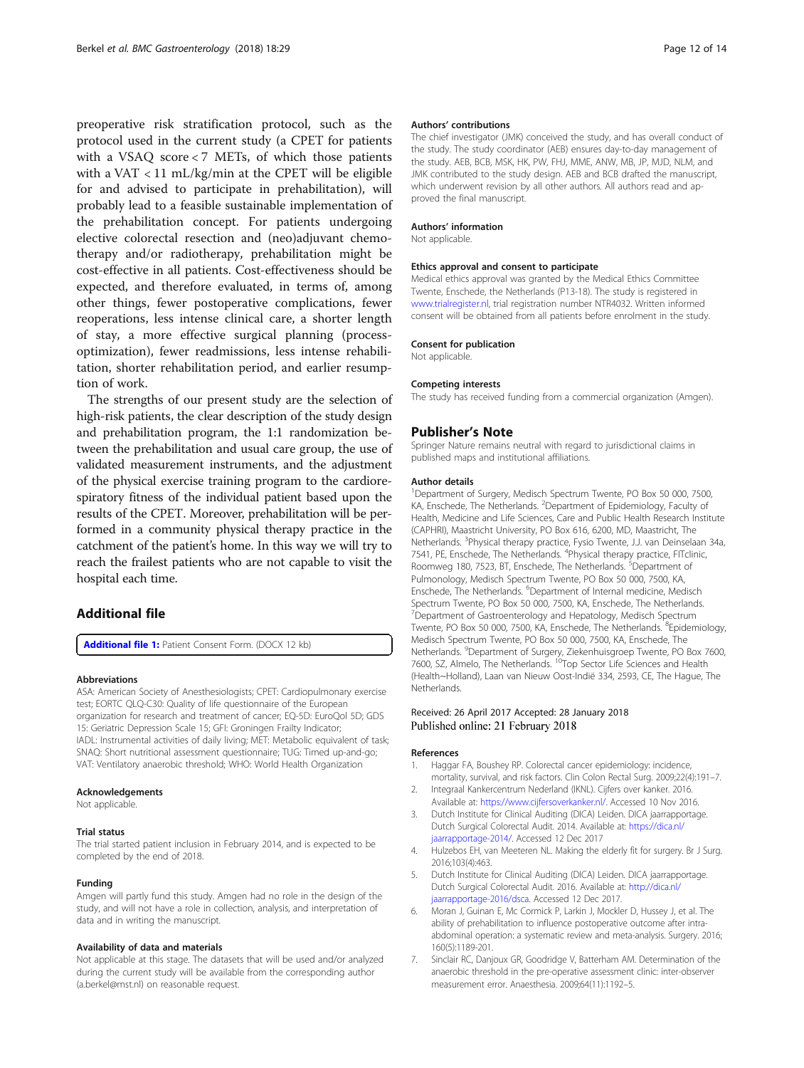preoperative risk stratification protocol, such as the protocol used in the current study (a CPET for patients with a VSAQ score < 7 METs, of which those patients with a VAT < 11 mL/kg/min at the CPET will be eligible for and advised to participate in prehabilitation), will probably lead to a feasible sustainable implementation of the prehabilitation concept. For patients undergoing elective colorectal resection and (neo)adjuvant chemotherapy and/or radiotherapy, prehabilitation might be cost-effective in all patients. Cost-effectiveness should be expected, and therefore evaluated, in terms of, among other things, fewer postoperative complications, fewer reoperations, less intense clinical care, a shorter length of stay, a more effective surgical planning (process-optimization), fewer readmissions, less intense rehabilitation, shorter rehabilitation period, and earlier resumption of work.

The strengths of our present study are the selection of high-risk patients, the clear description of the study design and prehabilitation program, the 1:1 randomization between the prehabilitation and usual care group, the use of validated measurement instruments, and the adjustment of the physical exercise training program to the cardiorespiratory fitness of the individual patient based upon the results of the CPET. Moreover, prehabilitation will be performed in a community physical therapy practice in the catchment of the patient's home. In this way we will try to reach the frailest patients who are not capable to visit the hospital each time.

## Additional file

**Additional file 1:** Patient Consent Form. (DOCX 12 kb)

#### Abbreviations

ASA: American Society of Anesthesiologists; CPET: Cardiopulmonary exercise test; EORTC QLQ-C30: Quality of life questionnaire of the European organization for research and treatment of cancer; EQ-5D: EuroQol 5D; GDS 15: Geriatric Depression Scale 15; GFI: Groningen Frailty Indicator; IADL: Instrumental activities of daily living; MET: Metabolic equivalent of task; SNAQ: Short nutritional assessment questionnaire; TUG: Timed up-and-go; VAT: Ventilatory anaerobic threshold; WHO: World Health Organization

#### Acknowledgements

Not applicable.

#### Trial status

The trial started patient inclusion in February 2014, and is expected to be completed by the end of 2018.

#### Funding

Amgen will partly fund this study. Amgen had no role in the design of the study, and will not have a role in collection, analysis, and interpretation of data and in writing the manuscript.

#### Availability of data and materials

Not applicable at this stage. The datasets that will be used and/or analyzed during the current study will be available from the corresponding author (a.berkel@mst.nl) on reasonable request.

#### Authors' contributions

The chief investigator (JMK) conceived the study, and has overall conduct of the study. The study coordinator (AEB) ensures day-to-day management of the study. AEB, BCB, MSK, HK, PW, FHJ, MME, ANW, MB, JP, MJD, NLM, and JMK contributed to the study design. AEB and BCB drafted the manuscript, which underwent revision by all other authors. All authors read and approved the final manuscript.

#### Authors' information

Not applicable.

#### Ethics approval and consent to participate

Medical ethics approval was granted by the Medical Ethics Committee Twente, Enschede, the Netherlands (P13-18). The study is registered in www.trialregister.nl, trial registration number NTR4032. Written informed consent will be obtained from all patients before enrolment in the study.

#### Consent for publication

Not applicable.

#### Competing interests

The study has received funding from a commercial organization (Amgen).

## Publisher's Note

Springer Nature remains neutral with regard to jurisdictional claims in published maps and institutional affiliations.

#### Author details

[1]Department of Surgery, Medisch Spectrum Twente, PO Box 50 000, 7500, KA, Enschede, The Netherlands. [2]Department of Epidemiology, Faculty of Health, Medicine and Life Sciences, Care and Public Health Research Institute (CAPHRI), Maastricht University, PO Box 616, 6200, MD, Maastricht, The Netherlands. [3]Physical therapy practice, Fysio Twente, J.J. van Deinselaan 34a, 7541, PE, Enschede, The Netherlands. [4]Physical therapy practice, FITclinic, Roomweg 180, 7523, BT, Enschede, The Netherlands. [5]Department of Pulmonology, Medisch Spectrum Twente, PO Box 50 000, 7500, KA, Enschede, The Netherlands. [6]Department of Internal medicine, Medisch Spectrum Twente, PO Box 50 000, 7500, KA, Enschede, The Netherlands. [7]Department of Gastroenterology and Hepatology, Medisch Spectrum Twente, PO Box 50 000, 7500, KA, Enschede, The Netherlands. [8]Epidemiology, Medisch Spectrum Twente, PO Box 50 000, 7500, KA, Enschede, The Netherlands. [9]Department of Surgery, Ziekenhuisgroep Twente, PO Box 7600, 7600, SZ, Almelo, The Netherlands. [10]Top Sector Life Sciences and Health (Health~Holland), Laan van Nieuw Oost-Indië 334, 2593, CE, The Hague, The Netherlands.

Received: 26 April 2017 Accepted: 28 January 2018
Published online: 21 February 2018

#### References

1. Haggar FA, Boushey RP. Colorectal cancer epidemiology: incidence, mortality, survival, and risk factors. Clin Colon Rectal Surg. 2009;22(4):191–7.
2. Integraal Kankercentrum Nederland (IKNL). Cijfers over kanker. 2016. Available at: https://www.cijfersoverkanker.nl/. Accessed 10 Nov 2016.
3. Dutch Institute for Clinical Auditing (DICA) Leiden. DICA jaarrapportage. Dutch Surgical Colorectal Audit. 2014. Available at: https://dica.nl/jaarrapportage-2014/. Accessed 12 Dec 2017
4. Hulzebos EH, van Meeteren NL. Making the elderly fit for surgery. Br J Surg. 2016;103(4):463.
5. Dutch Institute for Clinical Auditing (DICA) Leiden. DICA jaarrapportage. Dutch Surgical Colorectal Audit. 2016. Available at: http://dica.nl/jaarrapportage-2016/dsca. Accessed 12 Dec 2017.
6. Moran J, Guinan E, Mc Cormick P, Larkin J, Mockler D, Hussey J, et al. The ability of prehabilitation to influence postoperative outcome after intra-abdominal operation: a systematic review and meta-analysis. Surgery. 2016;160(5):1189-201.
7. Sinclair RC, Danjoux GR, Goodridge V, Batterham AM. Determination of the anaerobic threshold in the pre-operative assessment clinic: inter-observer measurement error. Anaesthesia. 2009;64(11):1192–5.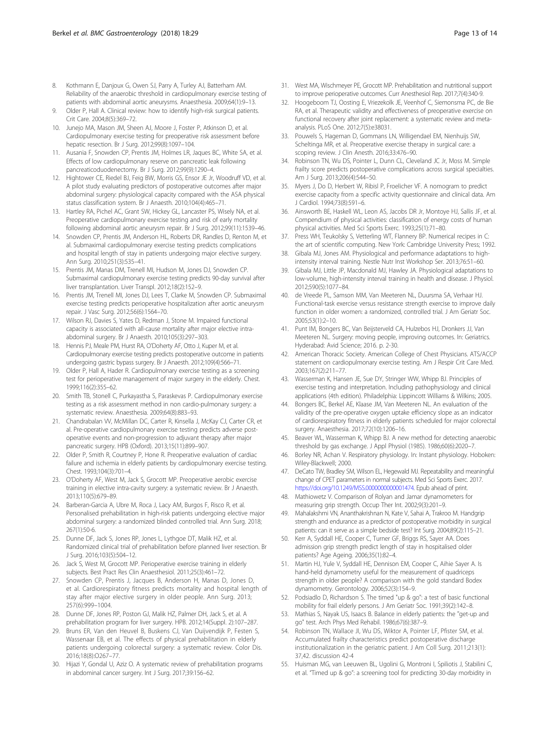8. Kothmann E, Danjoux G, Owen SJ, Parry A, Turley AJ, Batterham AM. Reliability of the anaerobic threshold in cardiopulmonary exercise testing of patients with abdominal aortic aneurysms. Anaesthesia. 2009;64(1):9–13.
9. Older P, Hall A. Clinical review: how to identify high-risk surgical patients. Crit Care. 2004;8(5):369–72.
10. Junejo MA, Mason JM, Sheen AJ, Moore J, Foster P, Atkinson D, et al. Cardiopulmonary exercise testing for preoperative risk assessment before hepatic resection. Br J Surg. 2012;99(8):1097–104.
11. Ausania F, Snowden CP, Prentis JM, Holmes LR, Jaques BC, White SA, et al. Effects of low cardiopulmonary reserve on pancreatic leak following pancreaticoduodenectomy. Br J Surg. 2012;99(9):1290–4.
12. Hightower CE, Riedel BJ, Feig BW, Morris GS, Ensor JE Jr, Woodruff VD, et al. A pilot study evaluating predictors of postoperative outcomes after major abdominal surgery: physiological capacity compared with the ASA physical status classification system. Br J Anaesth. 2010;104(4):465–71.
13. Hartley RA, Pichel AC, Grant SW, Hickey GL, Lancaster PS, Wisely NA, et al. Preoperative cardiopulmonary exercise testing and risk of early mortality following abdominal aortic aneurysm repair. Br J Surg. 2012;99(11):1539–46.
14. Snowden CP, Prentis JM, Anderson HL, Roberts DR, Randles D, Renton M, et al. Submaximal cardiopulmonary exercise testing predicts complications and hospital length of stay in patients undergoing major elective surgery. Ann Surg. 2010;251(3):535–41.
15. Prentis JM, Manas DM, Trenell MI, Hudson M, Jones DJ, Snowden CP. Submaximal cardiopulmonary exercise testing predicts 90-day survival after liver transplantation. Liver Transpl. 2012;18(2):152–9.
16. Prentis JM, Trenell MI, Jones DJ, Lees T, Clarke M, Snowden CP. Submaximal exercise testing predicts perioperative hospitalization after aortic aneurysm repair. J Vasc Surg. 2012;56(6):1564–70.
17. Wilson RJ, Davies S, Yates D, Redman J, Stone M. Impaired functional capacity is associated with all-cause mortality after major elective intra-abdominal surgery. Br J Anaesth. 2010;105(3):297–303.
18. Hennis PJ, Meale PM, Hurst RA, O'Doherty AF, Otto J, Kuper M, et al. Cardiopulmonary exercise testing predicts postoperative outcome in patients undergoing gastric bypass surgery. Br J Anaesth. 2012;109(4):566–71.
19. Older P, Hall A, Hader R. Cardiopulmonary exercise testing as a screening test for perioperative management of major surgery in the elderly. Chest. 1999;116(2):355–62.
20. Smith TB, Stonell C, Purkayastha S, Paraskevas P. Cardiopulmonary exercise testing as a risk assessment method in non cardio-pulmonary surgery: a systematic review. Anaesthesia. 2009;64(8):883–93.
21. Chandrabalan VV, McMillan DC, Carter R, Kinsella J, McKay CJ, Carter CR, et al. Pre-operative cardiopulmonary exercise testing predicts adverse post-operative events and non-progression to adjuvant therapy after major pancreatic surgery. HPB (Oxford). 2013;15(11):899–907.
22. Older P, Smith R, Courtney P, Hone R. Preoperative evaluation of cardiac failure and ischemia in elderly patients by cardiopulmonary exercise testing. Chest. 1993;104(3):701–4.
23. O'Doherty AF, West M, Jack S, Grocott MP. Preoperative aerobic exercise training in elective intra-cavity surgery: a systematic review. Br J Anaesth. 2013;110(5):679–89.
24. Barberan-Garcia A, Ubre M, Roca J, Lacy AM, Burgos F, Risco R, et al. Personalised prehabilitation in high-risk patients undergoing elective major abdominal surgery: a randomized blinded controlled trial. Ann Surg. 2018; 267(1):50-6.
25. Dunne DF, Jack S, Jones RP, Jones L, Lythgoe DT, Malik HZ, et al. Randomized clinical trial of prehabilitation before planned liver resection. Br J Surg. 2016;103(5):504–12.
26. Jack S, West M, Grocott MP. Perioperative exercise training in elderly subjects. Best Pract Res Clin Anaesthesiol. 2011;25(3):461–72.
27. Snowden CP, Prentis J, Jacques B, Anderson H, Manas D, Jones D, et al. Cardiorespiratory fitness predicts mortality and hospital length of stay after major elective surgery in older people. Ann Surg. 2013; 257(6):999–1004.
28. Dunne DF, Jones RP, Poston GJ, Malik HZ, Palmer DH, Jack S, et al. A prehabilitation program for liver surgery. HPB. 2012;14(Suppl. 2):107–287.
29. Bruns ER, Van den Heuvel B, Buskens CJ, Van Duijvendijk P, Festen S, Wassenaar EB, et al. The effects of physical prehabilitation in elderly patients undergoing colorectal surgery: a systematic review. Color Dis. 2016;18(8):O267–77.
30. Hijazi Y, Gondal U, Aziz O. A systematic review of prehabilitation programs in abdominal cancer surgery. Int J Surg. 2017;39:156–62.
31. West MA, Wischmeyer PE, Grocott MP. Prehabilitation and nutritional support to improve perioperative outcomes. Curr Anesthesiol Rep. 2017;7(4):340-9.
32. Hoogeboom TJ, Oosting E, Vriezekolk JE, Veenhof C, Siemonsma PC, de Bie RA, et al. Therapeutic validity and effectiveness of preoperative exercise on functional recovery after joint replacement: a systematic review and meta-analysis. PLoS One. 2012;7(5):e38031.
33. Pouwels S, Hageman D, Gommans LN, Willigendael EM, Nienhuijs SW, Scheltinga MR, et al. Preoperative exercise therapy in surgical care: a scoping review. J Clin Anesth. 2016;33:476–90.
34. Robinson TN, Wu DS, Pointer L, Dunn CL, Cleveland JC Jr, Moss M. Simple frailty score predicts postoperative complications across surgical specialties. Am J Surg. 2013;206(4):544–50.
35. Myers J, Do D, Herbert W, Ribisl P, Froelicher VF. A nomogram to predict exercise capacity from a specific activity questionnaire and clinical data. Am J Cardiol. 1994;73(8):591–6.
36. Ainsworth BE, Haskell WL, Leon AS, Jacobs DR Jr, Montoye HJ, Sallis JF, et al. Compendium of physical activities: classification of energy costs of human physical activities. Med Sci Sports Exerc. 1993;25(1):71–80.
37. Press WH, Teukolsky S, Vetterling WT, Flannery BP. Numerical recipes in C: the art of scientific computing. New York: Cambridge University Press; 1992.
38. Gibala MJ, Jones AM. Physiological and performance adaptations to high-intensity interval training. Nestle Nutr Inst Workshop Ser. 2013;76:51–60.
39. Gibala MJ, Little JP, Macdonald MJ, Hawley JA. Physiological adaptations to low-volume, high-intensity interval training in health and disease. J Physiol. 2012;590(5):1077–84.
40. de Vreede PL, Samson MM, Van Meeteren NL, Duursma SA, Verhaar HJ. Functional-task exercise versus resistance strength exercise to improve daily function in older women: a randomized, controlled trial. J Am Geriatr Soc. 2005;53(1):2–10.
41. Punt IM, Bongers BC, Van Beijsterveld CA, Hulzebos HJ, Dronkers JJ, Van Meeteren NL. Surgery: moving people, improving outcomes. In: Geriatrics. Hyderabad: Avid Science; 2016. p. 2-30.
42. American Thoracic Society. American College of Chest Physicians. ATS/ACCP statement on cardiopulmonary exercise testing. Am J Respir Crit Care Med. 2003;167(2):211–77.
43. Wasserman K, Hansen JE, Sue DY, Stringer WW, Whipp BJ. Principles of exercise testing and interpretation. Including pathophysiology and clinical applications (4th edition). Philadelphia: Lippincott Williams & Wilkins; 2005.
44. Bongers BC, Berkel AE, Klaase JM, Van Meeteren NL. An evaluation of the validity of the pre-operative oxygen uptake efficiency slope as an indicator of cardiorespiratory fitness in elderly patients scheduled for major colorectal surgery. Anaesthesia. 2017;72(10):1206–16.
45. Beaver WL, Wasserman K, Whipp BJ. A new method for detecting anaerobic threshold by gas exchange. J Appl Physiol (1985). 1986;60(6):2020–7.
46. Borley NR, Achan V. Respiratory physiology. In: Instant physiology. Hoboken: Wiley-Blackwell; 2000.
47. DeCato TW, Bradley SM, Wilson EL, Hegewald MJ. Repeatability and meaningful change of CPET parameters in normal subjects. Med Sci Sports Exerc. 2017. https://doi.org/10.1249/MSS.0000000000001474. Epub ahead of print.
48. Mathiowetz V. Comparison of Rolyan and Jamar dynamometers for measuring grip strength. Occup Ther Int. 2002;9(3):201–9.
49. Mahalakshmi VN, Ananthakrishnan N, Kate V, Sahai A, Trakroo M. Handgrip strength and endurance as a predictor of postoperative morbidity in surgical patients: can it serve as a simple bedside test? Int Surg. 2004;89(2):115–21.
50. Kerr A, Syddall HE, Cooper C, Turner GF, Briggs RS, Sayer AA. Does admission grip strength predict length of stay in hospitalised older patients? Age Ageing. 2006;35(1):82–4.
51. Martin HJ, Yule V, Syddall HE, Dennison EM, Cooper C, Aihie Sayer A. Is hand-held dynamometry useful for the measurement of quadriceps strength in older people? A comparison with the gold standard Bodex dynamometry. Gerontology. 2006;52(3):154–9.
52. Podsiadlo D, Richardson S. The timed "up & go": a test of basic functional mobility for frail elderly persons. J Am Geriatr Soc. 1991;39(2):142–8.
53. Mathias S, Nayak US, Isaacs B. Balance in elderly patients: the "get-up and go" test. Arch Phys Med Rehabil. 1986;67(6):387–9.
54. Robinson TN, Wallace JI, Wu DS, Wiktor A, Pointer LF, Pfister SM, et al. Accumulated frailty characteristics predict postoperative discharge institutionalization in the geriatric patient. J Am Coll Surg. 2011;213(1): 37,42. discussion 42-4
55. Huisman MG, van Leeuwen BL, Ugolini G, Montroni I, Spiliotis J, Stabilini C, et al. "Timed up & go": a screening tool for predicting 30-day morbidity in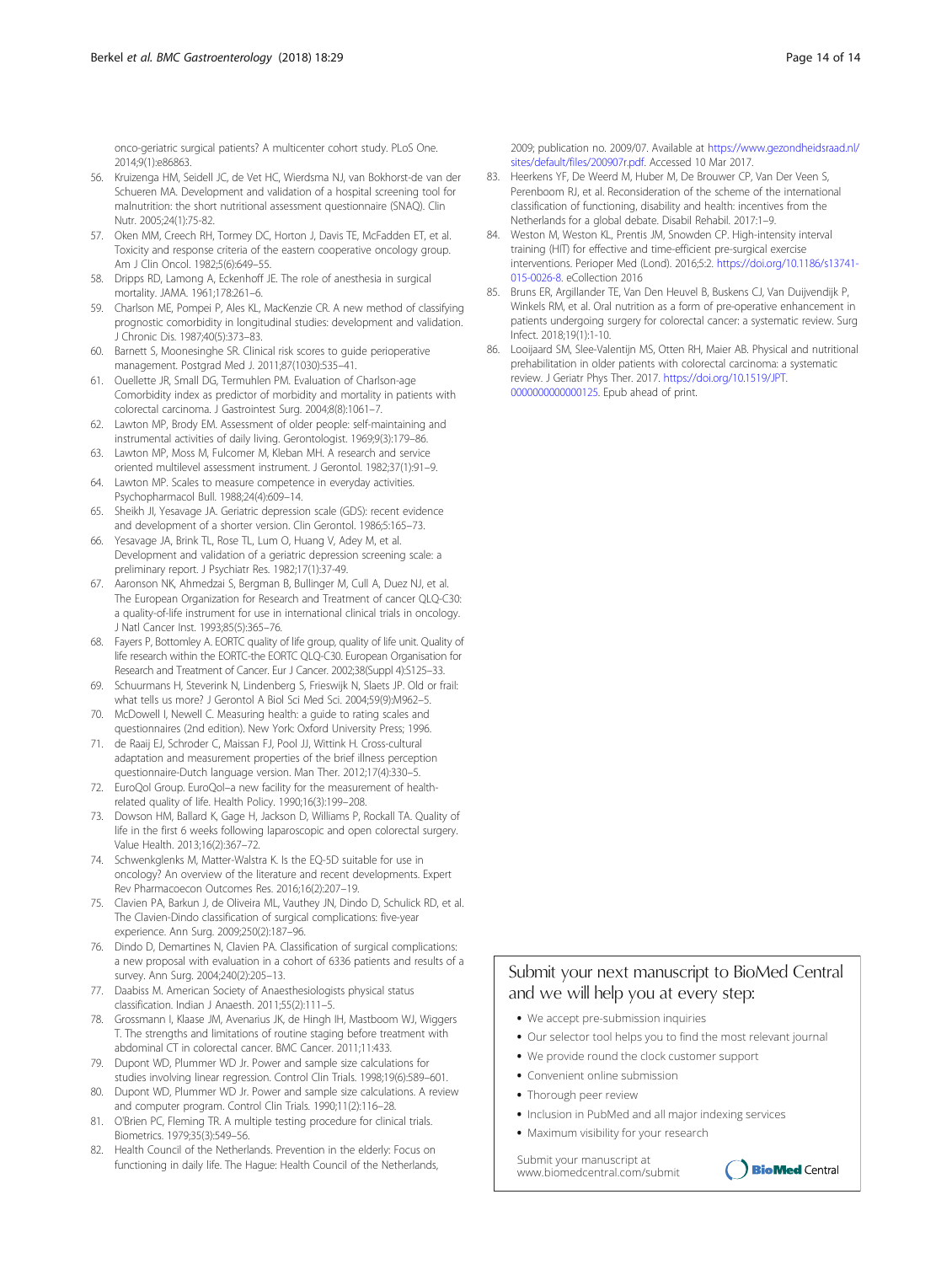onco-geriatric surgical patients? A multicenter cohort study. PLoS One. 2014;9(1):e86863.

56. Kruizenga HM, Seidell JC, de Vet HC, Wierdsma NJ, van Bokhorst-de van der Schueren MA. Development and validation of a hospital screening tool for malnutrition: the short nutritional assessment questionnaire (SNAQ). Clin Nutr. 2005;24(1):75-82.
57. Oken MM, Creech RH, Tormey DC, Horton J, Davis TE, McFadden ET, et al. Toxicity and response criteria of the eastern cooperative oncology group. Am J Clin Oncol. 1982;5(6):649–55.
58. Dripps RD, Lamong A, Eckenhoff JE. The role of anesthesia in surgical mortality. JAMA. 1961;178:261–6.
59. Charlson ME, Pompei P, Ales KL, MacKenzie CR. A new method of classifying prognostic comorbidity in longitudinal studies: development and validation. J Chronic Dis. 1987;40(5):373–83.
60. Barnett S, Moonesinghe SR. Clinical risk scores to guide perioperative management. Postgrad Med J. 2011;87(1030):535–41.
61. Ouellette JR, Small DG, Termuhlen PM. Evaluation of Charlson-age Comorbidity index as predictor of morbidity and mortality in patients with colorectal carcinoma. J Gastrointest Surg. 2004;8(8):1061–7.
62. Lawton MP, Brody EM. Assessment of older people: self-maintaining and instrumental activities of daily living. Gerontologist. 1969;9(3):179–86.
63. Lawton MP, Moss M, Fulcomer M, Kleban MH. A research and service oriented multilevel assessment instrument. J Gerontol. 1982;37(1):91–9.
64. Lawton MP. Scales to measure competence in everyday activities. Psychopharmacol Bull. 1988;24(4):609–14.
65. Sheikh JI, Yesavage JA. Geriatric depression scale (GDS): recent evidence and development of a shorter version. Clin Gerontol. 1986;5:165–73.
66. Yesavage JA, Brink TL, Rose TL, Lum O, Huang V, Adey M, et al. Development and validation of a geriatric depression screening scale: a preliminary report. J Psychiatr Res. 1982;17(1):37-49.
67. Aaronson NK, Ahmedzai S, Bergman B, Bullinger M, Cull A, Duez NJ, et al. The European Organization for Research and Treatment of cancer QLQ-C30: a quality-of-life instrument for use in international clinical trials in oncology. J Natl Cancer Inst. 1993;85(5):365–76.
68. Fayers P, Bottomley A. EORTC quality of life group, quality of life unit. Quality of life research within the EORTC-the EORTC QLQ-C30. European Organisation for Research and Treatment of Cancer. Eur J Cancer. 2002;38(Suppl 4):S125–33.
69. Schuurmans H, Steverink N, Lindenberg S, Frieswijk N, Slaets JP. Old or frail: what tells us more? J Gerontol A Biol Sci Med Sci. 2004;59(9):M962–5.
70. McDowell I, Newell C. Measuring health: a guide to rating scales and questionnaires (2nd edition). New York: Oxford University Press; 1996.
71. de Raaij EJ, Schroder C, Maissan FJ, Pool JJ, Wittink H. Cross-cultural adaptation and measurement properties of the brief illness perception questionnaire-Dutch language version. Man Ther. 2012;17(4):330–5.
72. EuroQol Group. EuroQol–a new facility for the measurement of health-related quality of life. Health Policy. 1990;16(3):199–208.
73. Dowson HM, Ballard K, Gage H, Jackson D, Williams P, Rockall TA. Quality of life in the first 6 weeks following laparoscopic and open colorectal surgery. Value Health. 2013;16(2):367–72.
74. Schwenkglenks M, Matter-Walstra K. Is the EQ-5D suitable for use in oncology? An overview of the literature and recent developments. Expert Rev Pharmacoecon Outcomes Res. 2016;16(2):207–19.
75. Clavien PA, Barkun J, de Oliveira ML, Vauthey JN, Dindo D, Schulick RD, et al. The Clavien-Dindo classification of surgical complications: five-year experience. Ann Surg. 2009;250(2):187–96.
76. Dindo D, Demartines N, Clavien PA. Classification of surgical complications: a new proposal with evaluation in a cohort of 6336 patients and results of a survey. Ann Surg. 2004;240(2):205–13.
77. Daabiss M. American Society of Anaesthesiologists physical status classification. Indian J Anaesth. 2011;55(2):111–5.
78. Grossmann I, Klaase JM, Avenarius JK, de Hingh IH, Mastboom WJ, Wiggers T. The strengths and limitations of routine staging before treatment with abdominal CT in colorectal cancer. BMC Cancer. 2011;11:433.
79. Dupont WD, Plummer WD Jr. Power and sample size calculations for studies involving linear regression. Control Clin Trials. 1998;19(6):589–601.
80. Dupont WD, Plummer WD Jr. Power and sample size calculations. A review and computer program. Control Clin Trials. 1990;11(2):116–28.
81. O'Brien PC, Fleming TR. A multiple testing procedure for clinical trials. Biometrics. 1979;35(3):549–56.
82. Health Council of the Netherlands. Prevention in the elderly: Focus on functioning in daily life. The Hague: Health Council of the Netherlands, 2009; publication no. 2009/07. Available at https://www.gezondheidsraad.nl/sites/default/files/200907r.pdf. Accessed 10 Mar 2017.
83. Heerkens YF, De Weerd M, Huber M, De Brouwer CP, Van Der Veen S, Perenboom RJ, et al. Reconsideration of the scheme of the international classification of functioning, disability and health: incentives from the Netherlands for a global debate. Disabil Rehabil. 2017:1–9.
84. Weston M, Weston KL, Prentis JM, Snowden CP. High-intensity interval training (HIT) for effective and time-efficient pre-surgical exercise interventions. Perioper Med (Lond). 2016;5:2. https://doi.org/10.1186/s13741-015-0026-8. eCollection 2016
85. Bruns ER, Argillander TE, Van Den Heuvel B, Buskens CJ, Van Duijvendijk P, Winkels RM, et al. Oral nutrition as a form of pre-operative enhancement in patients undergoing surgery for colorectal cancer: a systematic review. Surg Infect. 2018;19(1):1-10.
86. Looijaard SM, Slee-Valentijn MS, Otten RH, Maier AB. Physical and nutritional prehabilitation in older patients with colorectal carcinoma: a systematic review. J Geriatr Phys Ther. 2017. https://doi.org/10.1519/JPT.0000000000000125. Epub ahead of print.

Submit your next manuscript to BioMed Central and we will help you at every step:

- We accept pre-submission inquiries
- Our selector tool helps you to find the most relevant journal
- We provide round the clock customer support
- Convenient online submission
- Thorough peer review
- Inclusion in PubMed and all major indexing services
- Maximum visibility for your research

Submit your manuscript at www.biomedcentral.com/submit

BioMed Central